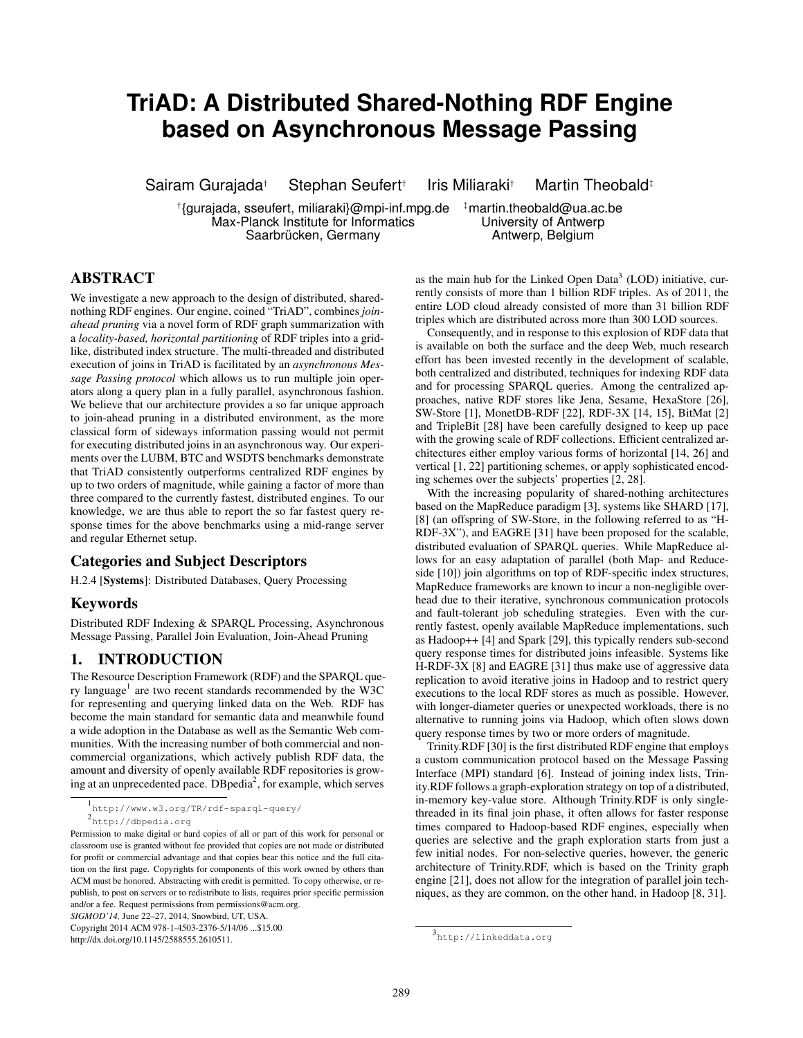# TriAD: A Distributed Shared-Nothing RDF Engine based on Asynchronous Message Passing

Sairam Gurajada[†] Stephan Seufert[†] Iris Miliaraki[†] Martin Theobald[‡]

[†]{gurajada, sseufert, miliaraki}@mpi-inf.mpg.de
Max-Planck Institute for Informatics
Saarbrücken, Germany

[‡]martin.theobald@ua.ac.be
University of Antwerp
Antwerp, Belgium

## ABSTRACT

We investigate a new approach to the design of distributed, shared-nothing RDF engines. Our engine, coined "TriAD", combines *join-ahead pruning* via a novel form of RDF graph summarization with a *locality-based, horizontal partitioning* of RDF triples into a grid-like, distributed index structure. The multi-threaded and distributed execution of joins in TriAD is facilitated by an *asynchronous Message Passing protocol* which allows us to run multiple join operators along a query plan in a fully parallel, asynchronous fashion. We believe that our architecture provides a so far unique approach to join-ahead pruning in a distributed environment, as the more classical form of sideways information passing would not permit for executing distributed joins in an asynchronous way. Our experiments over the LUBM, BTC and WSDTS benchmarks demonstrate that TriAD consistently outperforms centralized RDF engines by up to two orders of magnitude, while gaining a factor of more than three compared to the currently fastest, distributed engines. To our knowledge, we are thus able to report the so far fastest query response times for the above benchmarks using a mid-range server and regular Ethernet setup.

## Categories and Subject Descriptors

H.2.4 [**Systems**]: Distributed Databases, Query Processing

## Keywords

Distributed RDF Indexing & SPARQL Processing, Asynchronous Message Passing, Parallel Join Evaluation, Join-Ahead Pruning

## 1. INTRODUCTION

The Resource Description Framework (RDF) and the SPARQL query language[1] are two recent standards recommended by the W3C for representing and querying linked data on the Web. RDF has become the main standard for semantic data and meanwhile found a wide adoption in the Database as well as the Semantic Web communities. With the increasing number of both commercial and non-commercial organizations, which actively publish RDF data, the amount and diversity of openly available RDF repositories is growing at an unprecedented pace. DBpedia[2], for example, which serves as the main hub for the Linked Open Data[3] (LOD) initiative, currently consists of more than 1 billion RDF triples. As of 2011, the entire LOD cloud already consisted of more than 31 billion RDF triples which are distributed across more than 300 LOD sources.

Consequently, and in response to this explosion of RDF data that is available on both the surface and the deep Web, much research effort has been invested recently in the development of scalable, both centralized and distributed, techniques for indexing RDF data and for processing SPARQL queries. Among the centralized approaches, native RDF stores like Jena, Sesame, HexaStore [26], SW-Store [1], MonetDB-RDF [22], RDF-3X [14, 15], BitMat [2] and TripleBit [28] have been carefully designed to keep up pace with the growing scale of RDF collections. Efficient centralized architectures either employ various forms of horizontal [14, 26] and vertical [1, 22] partitioning schemes, or apply sophisticated encoding schemes over the subjects' properties [2, 28].

With the increasing popularity of shared-nothing architectures based on the MapReduce paradigm [3], systems like SHARD [17], [8] (an offspring of SW-Store, in the following referred to as "H-RDF-3X"), and EAGRE [31] have been proposed for the scalable, distributed evaluation of SPARQL queries. While MapReduce allows for an easy adaptation of parallel (both Map- and Reduce-side [10]) join algorithms on top of RDF-specific index structures, MapReduce frameworks are known to incur a non-negligible overhead due to their iterative, synchronous communication protocols and fault-tolerant job scheduling strategies. Even with the currently fastest, openly available MapReduce implementations, such as Hadoop++ [4] and Spark [29], this typically renders sub-second query response times for distributed joins infeasible. Systems like H-RDF-3X [8] and EAGRE [31] thus make use of aggressive data replication to avoid iterative joins in Hadoop and to restrict query executions to the local RDF stores as much as possible. However, with longer-diameter queries or unexpected workloads, there is no alternative to running joins via Hadoop, which often slows down query response times by two or more orders of magnitude.

Trinity.RDF [30] is the first distributed RDF engine that employs a custom communication protocol based on the Message Passing Interface (MPI) standard [6]. Instead of joining index lists, Trinity.RDF follows a graph-exploration strategy on top of a distributed, in-memory key-value store. Although Trinity.RDF is only single-threaded in its final join phase, it often allows for faster response times compared to Hadoop-based RDF engines, especially when queries are selective and the graph exploration starts from just a few initial nodes. For non-selective queries, however, the generic architecture of Trinity.RDF, which is based on the Trinity graph engine [21], does not allow for the integration of parallel join techniques, as they are common, on the other hand, in Hadoop [8, 31].

[1] http://www.w3.org/TR/rdf-sparql-query/

[2] http://dbpedia.org

[3] http://linkeddata.org

Permission to make digital or hard copies of all or part of this work for personal or classroom use is granted without fee provided that copies are not made or distributed for profit or commercial advantage and that copies bear this notice and the full citation on the first page. Copyrights for components of this work owned by others than ACM must be honored. Abstracting with credit is permitted. To copy otherwise, or republish, to post on servers or to redistribute to lists, requires prior specific permission and/or a fee. Request permissions from permissions@acm.org.
*SIGMOD'14,* June 22–27, 2014, Snowbird, UT, USA.
Copyright 2014 ACM 978-1-4503-2376-5/14/06 ...$15.00
http://dx.doi.org/10.1145/2588555.2610511.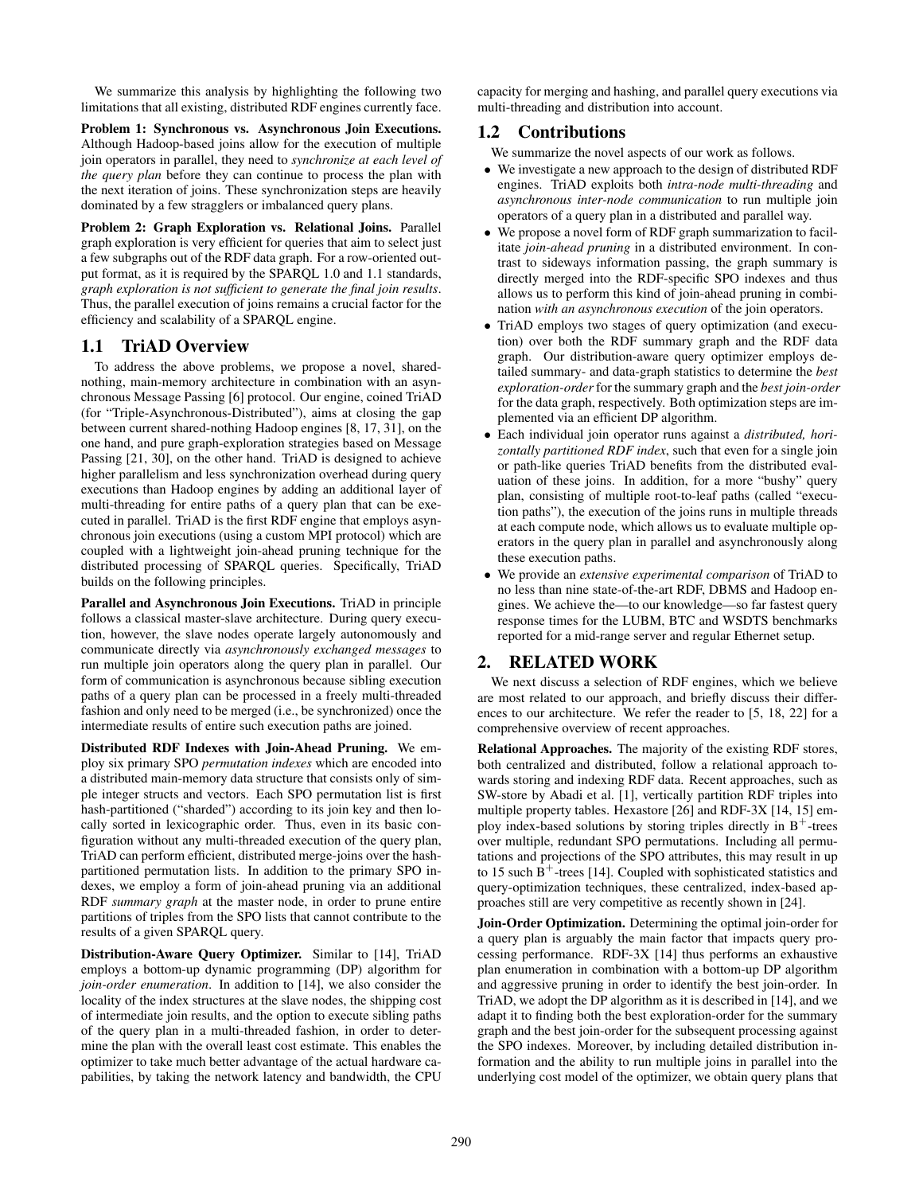We summarize this analysis by highlighting the following two limitations that all existing, distributed RDF engines currently face.

**Problem 1: Synchronous vs. Asynchronous Join Executions.** Although Hadoop-based joins allow for the execution of multiple join operators in parallel, they need to *synchronize at each level of the query plan* before they can continue to process the plan with the next iteration of joins. These synchronization steps are heavily dominated by a few stragglers or imbalanced query plans.

**Problem 2: Graph Exploration vs. Relational Joins.** Parallel graph exploration is very efficient for queries that aim to select just a few subgraphs out of the RDF data graph. For a row-oriented output format, as it is required by the SPARQL 1.0 and 1.1 standards, *graph exploration is not sufficient to generate the final join results*. Thus, the parallel execution of joins remains a crucial factor for the efficiency and scalability of a SPARQL engine.

## 1.1 TriAD Overview

To address the above problems, we propose a novel, shared-nothing, main-memory architecture in combination with an asynchronous Message Passing [6] protocol. Our engine, coined TriAD (for "Triple-Asynchronous-Distributed"), aims at closing the gap between current shared-nothing Hadoop engines [8, 17, 31], on the one hand, and pure graph-exploration strategies based on Message Passing [21, 30], on the other hand. TriAD is designed to achieve higher parallelism and less synchronization overhead during query executions than Hadoop engines by adding an additional layer of multi-threading for entire paths of a query plan that can be executed in parallel. TriAD is the first RDF engine that employs asynchronous join executions (using a custom MPI protocol) which are coupled with a lightweight join-ahead pruning technique for the distributed processing of SPARQL queries. Specifically, TriAD builds on the following principles.

**Parallel and Asynchronous Join Executions.** TriAD in principle follows a classical master-slave architecture. During query execution, however, the slave nodes operate largely autonomously and communicate directly via *asynchronously exchanged messages* to run multiple join operators along the query plan in parallel. Our form of communication is asynchronous because sibling execution paths of a query plan can be processed in a freely multi-threaded fashion and only need to be merged (i.e., be synchronized) once the intermediate results of entire such execution paths are joined.

**Distributed RDF Indexes with Join-Ahead Pruning.** We employ six primary SPO *permutation indexes* which are encoded into a distributed main-memory data structure that consists only of simple integer structs and vectors. Each SPO permutation list is first hash-partitioned ("sharded") according to its join key and then locally sorted in lexicographic order. Thus, even in its basic configuration without any multi-threaded execution of the query plan, TriAD can perform efficient, distributed merge-joins over the hash-partitioned permutation lists. In addition to the primary SPO indexes, we employ a form of join-ahead pruning via an additional RDF *summary graph* at the master node, in order to prune entire partitions of triples from the SPO lists that cannot contribute to the results of a given SPARQL query.

**Distribution-Aware Query Optimizer.** Similar to [14], TriAD employs a bottom-up dynamic programming (DP) algorithm for *join-order enumeration*. In addition to [14], we also consider the locality of the index structures at the slave nodes, the shipping cost of intermediate join results, and the option to execute sibling paths of the query plan in a multi-threaded fashion, in order to determine the plan with the overall least cost estimate. This enables the optimizer to take much better advantage of the actual hardware capabilities, by taking the network latency and bandwidth, the CPU capacity for merging and hashing, and parallel query executions via multi-threading and distribution into account.

## 1.2 Contributions

We summarize the novel aspects of our work as follows.

- We investigate a new approach to the design of distributed RDF engines. TriAD exploits both *intra-node multi-threading* and *asynchronous inter-node communication* to run multiple join operators of a query plan in a distributed and parallel way.
- We propose a novel form of RDF graph summarization to facilitate *join-ahead pruning* in a distributed environment. In contrast to sideways information passing, the graph summary is directly merged into the RDF-specific SPO indexes and thus allows us to perform this kind of join-ahead pruning in combination *with an asynchronous execution* of the join operators.
- TriAD employs two stages of query optimization (and execution) over both the RDF summary graph and the RDF data graph. Our distribution-aware query optimizer employs detailed summary- and data-graph statistics to determine the *best exploration-order* for the summary graph and the *best join-order* for the data graph, respectively. Both optimization steps are implemented via an efficient DP algorithm.
- Each individual join operator runs against a *distributed, horizontally partitioned RDF index*, such that even for a single join or path-like queries TriAD benefits from the distributed evaluation of these joins. In addition, for a more "bushy" query plan, consisting of multiple root-to-leaf paths (called "execution paths"), the execution of the joins runs in multiple threads at each compute node, which allows us to evaluate multiple operators in the query plan in parallel and asynchronously along these execution paths.
- We provide an *extensive experimental comparison* of TriAD to no less than nine state-of-the-art RDF, DBMS and Hadoop engines. We achieve the—to our knowledge—so far fastest query response times for the LUBM, BTC and WSDTS benchmarks reported for a mid-range server and regular Ethernet setup.

# 2. RELATED WORK

We next discuss a selection of RDF engines, which we believe are most related to our approach, and briefly discuss their differences to our architecture. We refer the reader to [5, 18, 22] for a comprehensive overview of recent approaches.

**Relational Approaches.** The majority of the existing RDF stores, both centralized and distributed, follow a relational approach towards storing and indexing RDF data. Recent approaches, such as SW-store by Abadi et al. [1], vertically partition RDF triples into multiple property tables. Hexastore [26] and RDF-3X [14, 15] employ index-based solutions by storing triples directly in $B^+$-trees over multiple, redundant SPO permutations. Including all permutations and projections of the SPO attributes, this may result in up to 15 such $B^+$-trees [14]. Coupled with sophisticated statistics and query-optimization techniques, these centralized, index-based approaches still are very competitive as recently shown in [24].

**Join-Order Optimization.** Determining the optimal join-order for a query plan is arguably the main factor that impacts query processing performance. RDF-3X [14] thus performs an exhaustive plan enumeration in combination with a bottom-up DP algorithm and aggressive pruning in order to identify the best join-order. In TriAD, we adopt the DP algorithm as it is described in [14], and we adapt it to finding both the best exploration-order for the summary graph and the best join-order for the subsequent processing against the SPO indexes. Moreover, by including detailed distribution information and the ability to run multiple joins in parallel into the underlying cost model of the optimizer, we obtain query plans that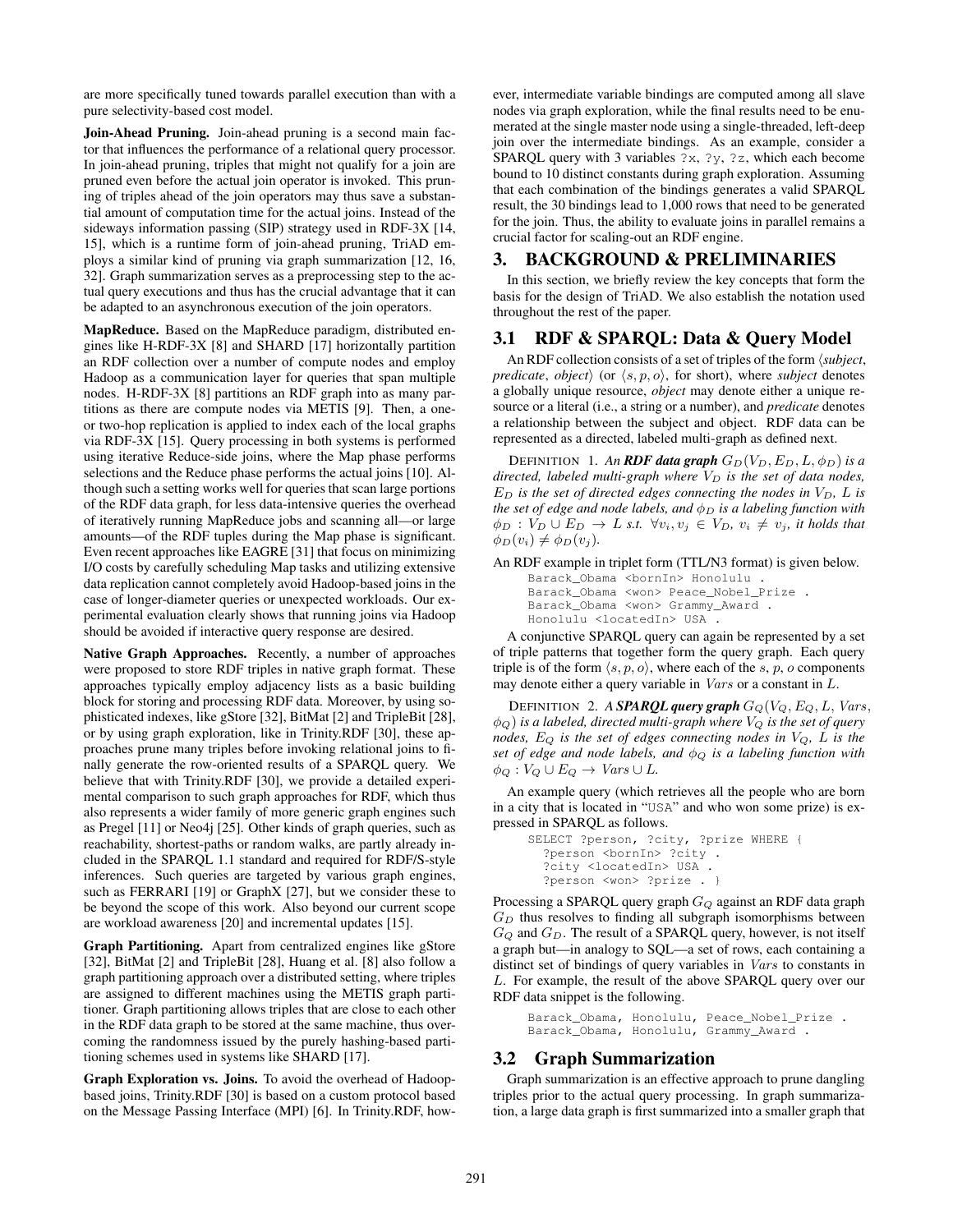are more specifically tuned towards parallel execution than with a pure selectivity-based cost model.

**Join-Ahead Pruning.** Join-ahead pruning is a second main factor that influences the performance of a relational query processor. In join-ahead pruning, triples that might not qualify for a join are pruned even before the actual join operator is invoked. This pruning of triples ahead of the join operators may thus save a substantial amount of computation time for the actual joins. Instead of the sideways information passing (SIP) strategy used in RDF-3X [14, 15], which is a runtime form of join-ahead pruning, TriAD employs a similar kind of pruning via graph summarization [12, 16, 32]. Graph summarization serves as a preprocessing step to the actual query executions and thus has the crucial advantage that it can be adapted to an asynchronous execution of the join operators.

**MapReduce.** Based on the MapReduce paradigm, distributed engines like H-RDF-3X [8] and SHARD [17] horizontally partition an RDF collection over a number of compute nodes and employ Hadoop as a communication layer for queries that span multiple nodes. H-RDF-3X [8] partitions an RDF graph into as many partitions as there are compute nodes via METIS [9]. Then, a one- or two-hop replication is applied to index each of the local graphs via RDF-3X [15]. Query processing in both systems is performed using iterative Reduce-side joins, where the Map phase performs selections and the Reduce phase performs the actual joins [10]. Although such a setting works well for queries that scan large portions of the RDF data graph, for less data-intensive queries the overhead of iteratively running MapReduce jobs and scanning all—or large amounts—of the RDF tuples during the Map phase is significant. Even recent approaches like EAGRE [31] that focus on minimizing I/O costs by carefully scheduling Map tasks and utilizing extensive data replication cannot completely avoid Hadoop-based joins in the case of longer-diameter queries or unexpected workloads. Our experimental evaluation clearly shows that running joins via Hadoop should be avoided if interactive query response are desired.

**Native Graph Approaches.** Recently, a number of approaches were proposed to store RDF triples in native graph format. These approaches typically employ adjacency lists as a basic building block for storing and processing RDF data. Moreover, by using sophisticated indexes, like gStore [32], BitMat [2] and TripleBit [28], or by using graph exploration, like in Trinity.RDF [30], these approaches prune many triples before invoking relational joins to finally generate the row-oriented results of a SPARQL query. We believe that with Trinity.RDF [30], we provide a detailed experimental comparison to such graph approaches for RDF, which thus also represents a wider family of more generic graph engines such as Pregel [11] or Neo4j [25]. Other kinds of graph queries, such as reachability, shortest-paths or random walks, are partly already included in the SPARQL 1.1 standard and required for RDF/S-style inferences. Such queries are targeted by various graph engines, such as FERRARI [19] or GraphX [27], but we consider these to be beyond the scope of this work. Also beyond our current scope are workload awareness [20] and incremental updates [15].

**Graph Partitioning.** Apart from centralized engines like gStore [32], BitMat [2] and TripleBit [28], Huang et al. [8] also follow a graph partitioning approach over a distributed setting, where triples are assigned to different machines using the METIS graph partitioner. Graph partitioning allows triples that are close to each other in the RDF data graph to be stored at the same machine, thus overcoming the randomness issued by the purely hashing-based partitioning schemes used in systems like SHARD [17].

**Graph Exploration vs. Joins.** To avoid the overhead of Hadoop-based joins, Trinity.RDF [30] is based on a custom protocol based on the Message Passing Interface (MPI) [6]. In Trinity.RDF, however, intermediate variable bindings are computed among all slave nodes via graph exploration, while the final results need to be enumerated at the single master node using a single-threaded, left-deep join over the intermediate bindings. As an example, consider a SPARQL query with 3 variables `?x`, `?y`, `?z`, which each become bound to 10 distinct constants during graph exploration. Assuming that each combination of the bindings generates a valid SPARQL result, the 30 bindings lead to 1,000 rows that need to be generated for the join. Thus, the ability to evaluate joins in parallel remains a crucial factor for scaling-out an RDF engine.

# 3. BACKGROUND & PRELIMINARIES

In this section, we briefly review the key concepts that form the basis for the design of TriAD. We also establish the notation used throughout the rest of the paper.

## 3.1 RDF & SPARQL: Data & Query Model

An RDF collection consists of a set of triples of the form ⟨*subject*, *predicate*, *object*⟩ (or $\langle s, p, o \rangle$, for short), where *subject* denotes a globally unique resource, *object* may denote either a unique resource or a literal (i.e., a string or a number), and *predicate* denotes a relationship between the subject and object. RDF data can be represented as a directed, labeled multi-graph as defined next.

DEFINITION 1. *An **RDF data graph** $G_D(V_D, E_D, L, \phi_D)$ is a directed, labeled multi-graph where $V_D$ is the set of data nodes, $E_D$ is the set of directed edges connecting the nodes in $V_D$, $L$ is the set of edge and node labels, and $\phi_D$ is a labeling function with $\phi_D : V_D \cup E_D \rightarrow L$ s.t. $\forall v_i, v_j \in V_D$, $v_i \neq v_j$, it holds that $\phi_D(v_i) \neq \phi_D(v_j)$.*

An RDF example in triplet form (TTL/N3 format) is given below.

```
Barack_Obama <bornIn> Honolulu .
Barack_Obama <won> Peace_Nobel_Prize .
Barack_Obama <won> Grammy_Award .
Honolulu <locatedIn> USA .
```

A conjunctive SPARQL query can again be represented by a set of triple patterns that together form the query graph. Each query triple is of the form $\langle s, p, o \rangle$, where each of the $s$, $p$, $o$ components may denote either a query variable in $Vars$ or a constant in $L$.

DEFINITION 2. *A **SPARQL query graph** $G_Q(V_Q, E_Q, L, Vars, \phi_Q)$ is a labeled, directed multi-graph where $V_Q$ is the set of query nodes, $E_Q$ is the set of edges connecting nodes in $V_Q$, $L$ is the set of edge and node labels, and $\phi_Q$ is a labeling function with $\phi_Q : V_Q \cup E_Q \rightarrow Vars \cup L$.*

An example query (which retrieves all the people who are born in a city that is located in "USA" and who won some prize) is expressed in SPARQL as follows.

```
SELECT ?person, ?city, ?prize WHERE {
  ?person <bornIn> ?city .
  ?city <locatedIn> USA .
  ?person <won> ?prize . }
```

Processing a SPARQL query graph $G_Q$ against an RDF data graph $G_D$ thus resolves to finding all subgraph isomorphisms between $G_Q$ and $G_D$. The result of a SPARQL query, however, is not itself a graph but—in analogy to SQL—a set of rows, each containing a distinct set of bindings of query variables in $Vars$ to constants in $L$. For example, the result of the above SPARQL query over our RDF data snippet is the following.

```
Barack_Obama, Honolulu, Peace_Nobel_Prize .
Barack_Obama, Honolulu, Grammy_Award .
```

## 3.2 Graph Summarization

Graph summarization is an effective approach to prune dangling triples prior to the actual query processing. In graph summarization, a large data graph is first summarized into a smaller graph that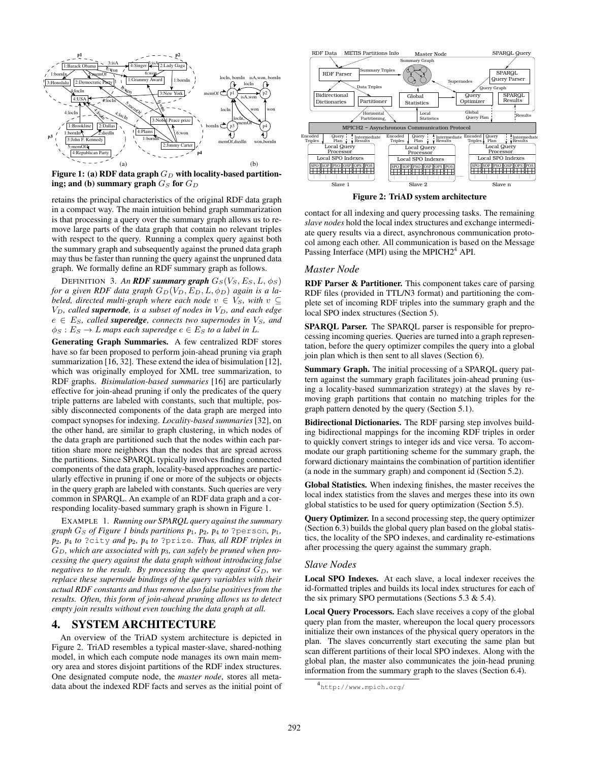**Figure 1: (a) RDF data graph $G_D$ with locality-based partitioning; and (b) summary graph $G_S$ for $G_D$**

retains the principal characteristics of the original RDF data graph in a compact way. The main intuition behind graph summarization is that processing a query over the summary graph allows us to remove large parts of the data graph that contain no relevant triples with respect to the query. Running a complex query against both the summary graph and subsequently against the pruned data graph may thus be faster than running the query against the unpruned data graph. We formally define an RDF summary graph as follows.

DEFINITION 3. *An **RDF summary graph** $G_S(V_S, E_S, L, \phi_S)$ for a given RDF data graph $G_D(V_D, E_D, L, \phi_D)$ again is a labeled, directed multi-graph where each node $v \in V_S$, with $v \subseteq V_D$, called **supernode**, is a subset of nodes in $V_D$, and each edge $e \in E_S$, called **superedge**, connects two supernodes in $V_S$, and $\phi_S : E_S \rightarrow L$ maps each superedge $e \in E_S$ to a label in $L$.*

**Generating Graph Summaries.** A few centralized RDF stores have so far been proposed to perform join-ahead pruning via graph summarization [16, 32]. These extend the idea of bisimulation [12], which was originally employed for XML tree summarization, to RDF graphs. *Bisimulation-based summaries* [16] are particularly effective for join-ahead pruning if only the predicates of the query triple patterns are labeled with constants, such that multiple, possibly disconnected components of the data graph are merged into compact synopses for indexing. *Locality-based summaries* [32], on the other hand, are similar to graph clustering, in which nodes of the data graph are partitioned such that the nodes within each partition share more neighbors than the nodes that are spread across the partitions. Since SPARQL typically involves finding connected components of the data graph, locality-based approaches are particularly effective in pruning if one or more of the subjects or objects in the query graph are labeled with constants. Such queries are very common in SPARQL. An example of an RDF data graph and a corresponding locality-based summary graph is shown in Figure 1.

EXAMPLE 1. *Running our SPARQL query against the summary graph $G_S$ of Figure 1 binds partitions $p_1$, $p_2$, $p_4$ to `?person`, $p_1$, $p_2$, $p_4$ to `?city` and $p_2$, $p_4$ to `?prize`. Thus, all RDF triples in $G_D$, which are associated with $p_3$, can safely be pruned when processing the query against the data graph without introducing false negatives to the result. By processing the query against $G_D$, we replace these supernode bindings of the query variables with their actual RDF constants and thus remove also false positives from the results. Often, this form of join-ahead pruning allows us to detect empty join results without even touching the data graph at all.*

# 4. SYSTEM ARCHITECTURE

An overview of the TriAD system architecture is depicted in Figure 2. TriAD resembles a typical master-slave, shared-nothing model, in which each compute node manages its own main memory area and stores disjoint partitions of the RDF index structures. One designated compute node, the *master node*, stores all metadata about the indexed RDF facts and serves as the initial point of contact for all indexing and query processing tasks. The remaining *slave nodes* hold the local index structures and exchange intermediate query results via a direct, asynchronous communication protocol among each other. All communication is based on the Message Passing Interface (MPI) using the MPICH2[4] API.

**Figure 2: TriAD system architecture**

### *Master Node*

**RDF Parser & Partitioner.** This component takes care of parsing RDF files (provided in TTL/N3 format) and partitioning the complete set of incoming RDF triples into the summary graph and the local SPO index structures (Section 5).

**SPARQL Parser.** The SPARQL parser is responsible for preprocessing incoming queries. Queries are turned into a graph representation, before the query optimizer compiles the query into a global join plan which is then sent to all slaves (Section 6).

**Summary Graph.** The initial processing of a SPARQL query pattern against the summary graph facilitates join-ahead pruning (using a locality-based summarization strategy) at the slaves by removing graph partitions that contain no matching triples for the graph pattern denoted by the query (Section 5.1).

**Bidirectional Dictionaries.** The RDF parsing step involves building bidirectional mappings for the incoming RDF triples in order to quickly convert strings to integer ids and vice versa. To accommodate our graph partitioning scheme for the summary graph, the forward dictionary maintains the combination of partition identifier (a node in the summary graph) and component id (Section 5.2).

**Global Statistics.** When indexing finishes, the master receives the local index statistics from the slaves and merges these into its own global statistics to be used for query optimization (Section 5.5).

**Query Optimizer.** In a second processing step, the query optimizer (Section 6.3) builds the global query plan based on the global statistics, the locality of the SPO indexes, and cardinality re-estimations after processing the query against the summary graph.

### *Slave Nodes*

**Local SPO Indexes.** At each slave, a local indexer receives the id-formatted triples and builds its local index structures for each of the six primary SPO permutations (Sections 5.3 & 5.4).

**Local Query Processors.** Each slave receives a copy of the global query plan from the master, whereupon the local query processors initialize their own instances of the physical query operators in the plan. The slaves concurrently start executing the same plan but scan different partitions of their local SPO indexes. Along with the global plan, the master also communicates the join-head pruning information from the summary graph to the slaves (Section 6.4).

[4] http://www.mpich.org/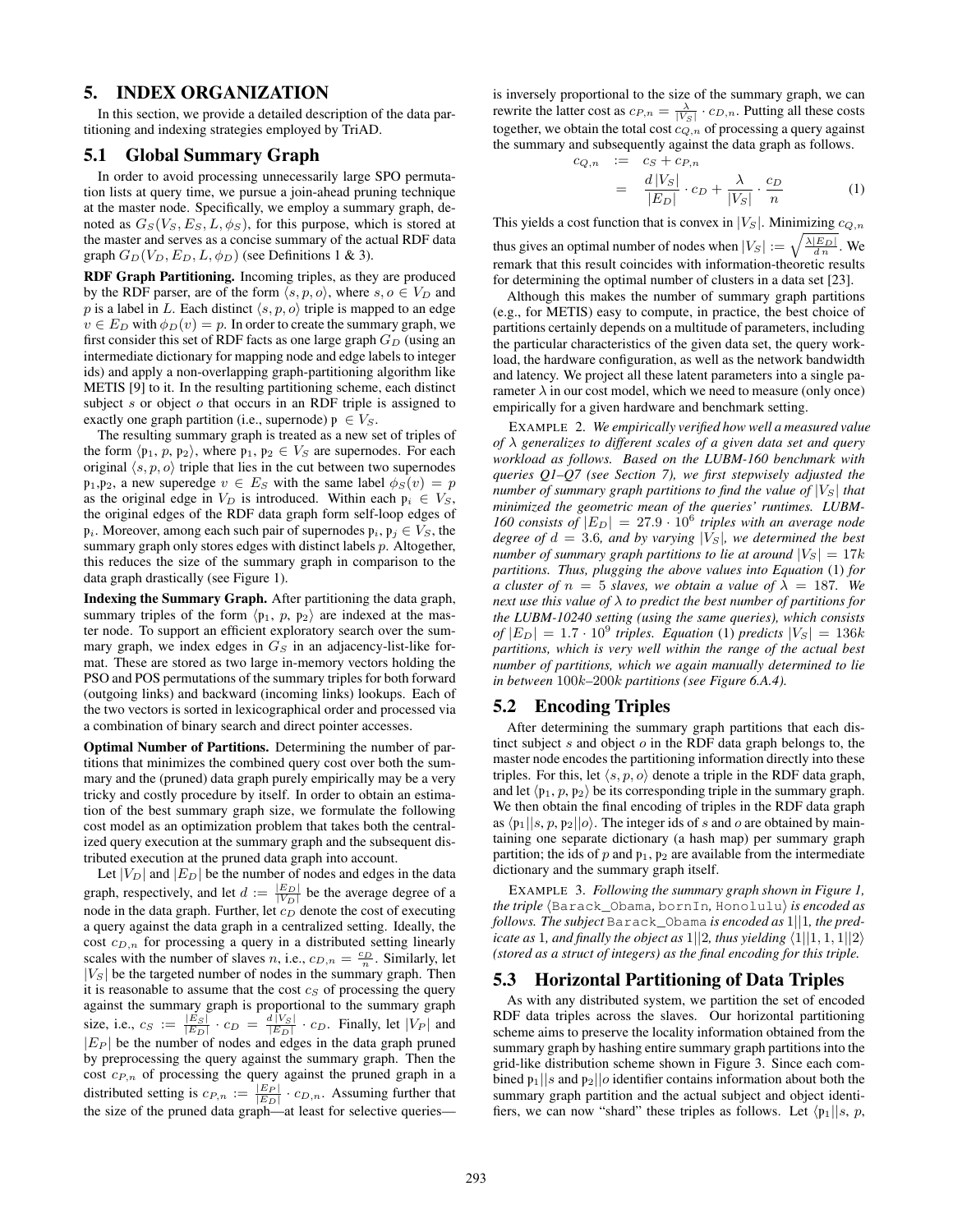## 5. INDEX ORGANIZATION

In this section, we provide a detailed description of the data partitioning and indexing strategies employed by TriAD.

### 5.1 Global Summary Graph

In order to avoid processing unnecessarily large SPO permutation lists at query time, we pursue a join-ahead pruning technique at the master node. Specifically, we employ a summary graph, denoted as $G_S(V_S, E_S, L, \phi_S)$, for this purpose, which is stored at the master and serves as a concise summary of the actual RDF data graph $G_D(V_D, E_D, L, \phi_D)$ (see Definitions 1 & 3).

**RDF Graph Partitioning.** Incoming triples, as they are produced by the RDF parser, are of the form $\langle s, p, o \rangle$, where $s, o \in V_D$ and $p$ is a label in $L$. Each distinct $\langle s, p, o \rangle$ triple is mapped to an edge $v \in E_D$ with $\phi_D(v) = p$. In order to create the summary graph, we first consider this set of RDF facts as one large graph $G_D$ (using an intermediate dictionary for mapping node and edge labels to integer ids) and apply a non-overlapping graph-partitioning algorithm like METIS [9] to it. In the resulting partitioning scheme, each distinct subject $s$ or object $o$ that occurs in an RDF triple is assigned to exactly one graph partition (i.e., supernode) $\mathrm{p} \in V_S$.

The resulting summary graph is treated as a new set of triples of the form $\langle \mathrm{p}_1, p, \mathrm{p}_2 \rangle$, where $\mathrm{p}_1, \mathrm{p}_2 \in V_S$ are supernodes. For each original $\langle s, p, o \rangle$ triple that lies in the cut between two supernodes $\mathrm{p}_1$,$\mathrm{p}_2$, a new superedge $v \in E_S$ with the same label $\phi_S(v) = p$ as the original edge in $V_D$ is introduced. Within each $\mathrm{p}_i \in V_S$, the original edges of the RDF data graph form self-loop edges of $\mathrm{p}_i$. Moreover, among each such pair of supernodes $\mathrm{p}_i, \mathrm{p}_j \in V_S$, the summary graph only stores edges with distinct labels $p$. Altogether, this reduces the size of the summary graph in comparison to the data graph drastically (see Figure 1).

**Indexing the Summary Graph.** After partitioning the data graph, summary triples of the form $\langle \mathrm{p}_1, p, \mathrm{p}_2 \rangle$ are indexed at the master node. To support an efficient exploratory search over the summary graph, we index edges in $G_S$ in an adjacency-list-like format. These are stored as two large in-memory vectors holding the PSO and POS permutations of the summary triples for both forward (outgoing links) and backward (incoming links) lookups. Each of the two vectors is sorted in lexicographical order and processed via a combination of binary search and direct pointer accesses.

**Optimal Number of Partitions.** Determining the number of partitions that minimizes the combined query cost over both the summary and the (pruned) data graph purely empirically may be a very tricky and costly procedure by itself. In order to obtain an estimation of the best summary graph size, we formulate the following cost model as an optimization problem that takes both the centralized query execution at the summary graph and the subsequent distributed execution at the pruned data graph into account.

Let $|V_D|$ and $|E_D|$ be the number of nodes and edges in the data graph, respectively, and let $d := \frac{|E_D|}{|V_D|}$ be the average degree of a node in the data graph. Further, let $c_D$ denote the cost of executing a query against the data graph in a centralized setting. Ideally, the cost $c_{D,n}$ for processing a query in a distributed setting linearly scales with the number of slaves $n$, i.e., $c_{D,n} = \frac{c_D}{n}$. Similarly, let $|V_S|$ be the targeted number of nodes in the summary graph. Then it is reasonable to assume that the cost $c_S$ of processing the query against the summary graph is proportional to the summary graph size, i.e., $c_S := \frac{|E_S|}{|E_D|} \cdot c_D = \frac{d\,|V_S|}{|E_D|} \cdot c_D$. Finally, let $|V_P|$ and $|E_P|$ be the number of nodes and edges in the data graph pruned by preprocessing the query against the summary graph. Then the cost $c_{P,n}$ of processing the query against the pruned graph in a distributed setting is $c_{P,n} := \frac{|E_P|}{|E_D|} \cdot c_{D,n}$. Assuming further that the size of the pruned data graph—at least for selective queries—is inversely proportional to the size of the summary graph, we can rewrite the latter cost as $c_{P,n} = \frac{\lambda}{|V_S|} \cdot c_{D,n}$. Putting all these costs together, we obtain the total cost $c_{Q,n}$ of processing a query against the summary and subsequently against the data graph as follows.

$$
\begin{aligned}
c_{Q,n} &:= c_S + c_{P,n} \\
&= \frac{d\,|V_S|}{|E_D|} \cdot c_D + \frac{\lambda}{|V_S|} \cdot \frac{c_D}{n}
\end{aligned}
\tag{1}
$$

This yields a cost function that is convex in $|V_S|$. Minimizing $c_{Q,n}$ thus gives an optimal number of nodes when $|V_S| := \sqrt{\frac{\lambda |E_D|}{d\,n}}$. We remark that this result coincides with information-theoretic results for determining the optimal number of clusters in a data set [23].

Although this makes the number of summary graph partitions (e.g., for METIS) easy to compute, in practice, the best choice of partitions certainly depends on a multitude of parameters, including the particular characteristics of the given data set, the query workload, the hardware configuration, as well as the network bandwidth and latency. We project all these latent parameters into a single parameter $\lambda$ in our cost model, which we need to measure (only once) empirically for a given hardware and benchmark setting.

EXAMPLE 2. *We empirically verified how well a measured value of $\lambda$ generalizes to different scales of a given data set and query workload as follows. Based on the LUBM-160 benchmark with queries Q1–Q7 (see Section 7), we first stepwisely adjusted the number of summary graph partitions to find the value of $|V_S|$ that minimized the geometric mean of the queries' runtimes. LUBM-160 consists of $|E_D| = 27.9 \cdot 10^6$ triples with an average node degree of $d = 3.6$, and by varying $|V_S|$, we determined the best number of summary graph partitions to lie at around $|V_S| = 17k$ partitions. Thus, plugging the above values into Equation* (1) *for a cluster of $n = 5$ slaves, we obtain a value of $\lambda = 187$. We next use this value of $\lambda$ to predict the best number of partitions for the LUBM-10240 setting (using the same queries), which consists of $|E_D| = 1.7 \cdot 10^9$ triples. Equation* (1) *predicts $|V_S| = 136k$ partitions, which is very well within the range of the actual best number of partitions, which we again manually determined to lie in between $100k$–$200k$ partitions (see Figure 6.A.4).*

### 5.2 Encoding Triples

After determining the summary graph partitions that each distinct subject $s$ and object $o$ in the RDF data graph belongs to, the master node encodes the partitioning information directly into these triples. For this, let $\langle s, p, o \rangle$ denote a triple in the RDF data graph, and let $\langle \mathrm{p}_1, p, \mathrm{p}_2 \rangle$ be its corresponding triple in the summary graph. We then obtain the final encoding of triples in the RDF data graph as $\langle \mathrm{p}_1 || s, p, \mathrm{p}_2 || o \rangle$. The integer ids of $s$ and $o$ are obtained by maintaining one separate dictionary (a hash map) per summary graph partition; the ids of $p$ and $\mathrm{p}_1$, $\mathrm{p}_2$ are available from the intermediate dictionary and the summary graph itself.

EXAMPLE 3. *Following the summary graph shown in Figure 1, the triple* $\langle$`Barack_Obama`, `bornIn`, `Honolulu`$\rangle$ *is encoded as follows. The subject* `Barack_Obama` *is encoded as* $1||1$*, the predicate as* $1$*, and finally the object as* $1||2$*, thus yielding* $\langle 1||1, 1, 1||2 \rangle$ *(stored as a struct of integers) as the final encoding for this triple.*

### 5.3 Horizontal Partitioning of Data Triples

As with any distributed system, we partition the set of encoded RDF data triples across the slaves. Our horizontal partitioning scheme aims to preserve the locality information obtained from the summary graph by hashing entire summary graph partitions into the grid-like distribution scheme shown in Figure 3. Since each combined $\mathrm{p}_1 || s$ and $\mathrm{p}_2 || o$ identifier contains information about both the summary graph partition and the actual subject and object identifiers, we can now "shard" these triples as follows. Let $\langle \mathrm{p}_1 || s$, $p$,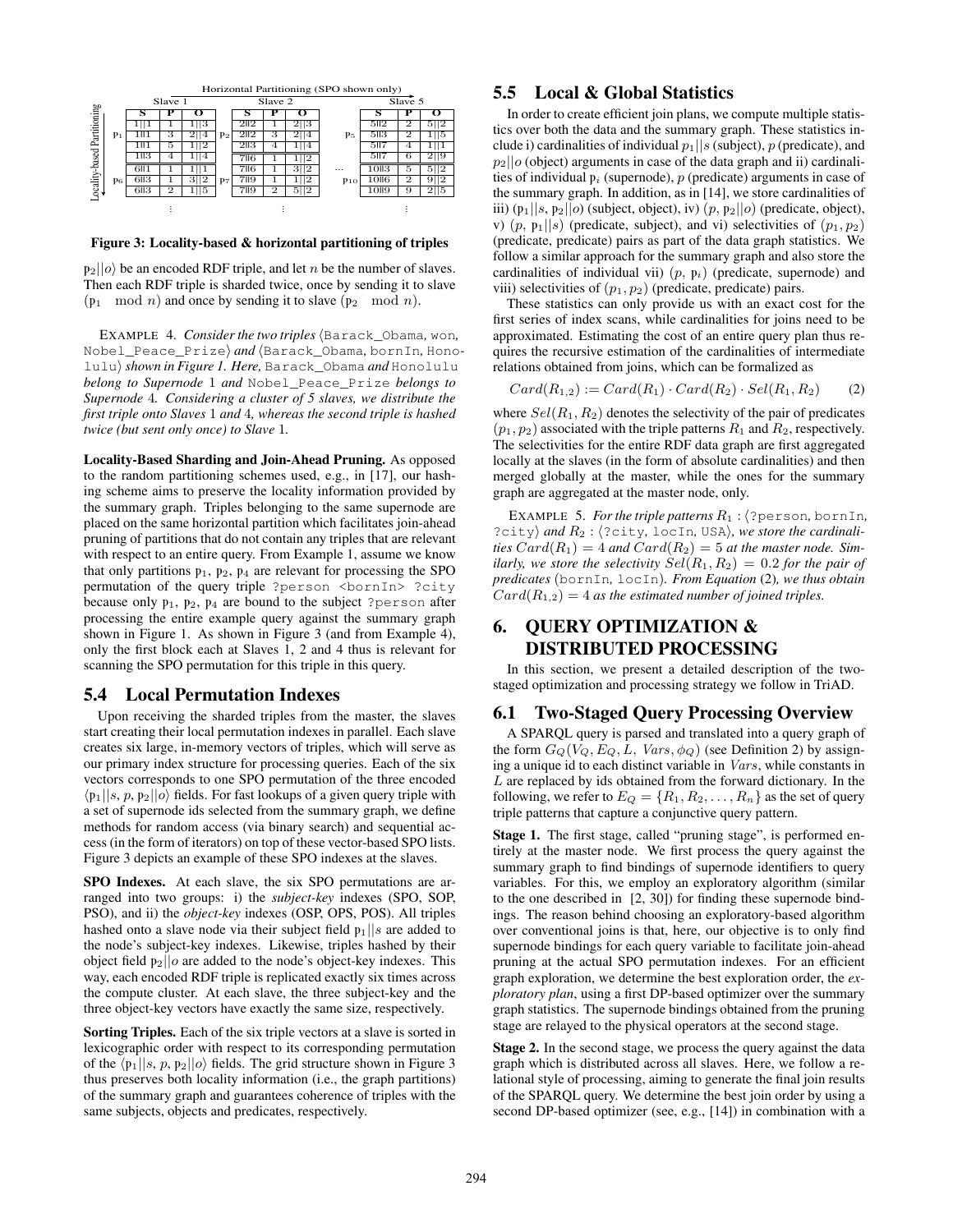Horizontal Partitioning (SPO shown only)

| Locality-based Partitioning | Slave 1 | | | | Slave 2 | | | | Slave 5 | | |
|---|---|---|---|---|---|---|---|---|---|---|---|
| | S | P | O | | S | P | O | | S | P | O |
| $p_1$ | 1\|\|1 | 1 | 1\|\|3 | $p_2$ | 2\|\|2 | 1 | 2\|\|3 | $p_5$ | 5\|\|2 | 2 | 5\|\|2 |
| | 1\|\|1 | 3 | 2\|\|4 | | 2\|\|2 | 3 | 2\|\|4 | | 5\|\|3 | 2 | 1\|\|5 |
| | 1\|\|1 | 5 | 1\|\|2 | | 2\|\|3 | 4 | 1\|\|4 | | 5\|\|7 | 4 | 1\|\|1 |
| | 1\|\|3 | 4 | 1\|\|4 | $p_7$ | 7\|\|6 | 1 | 1\|\|2 | | 5\|\|7 | 6 | 2\|\|9 |
| $p_6$ | 6\|\|1 | 1 | 1\|\|1 | | 7\|\|6 | 1 | 3\|\|2 | ... $p_{10}$ | 10\|\|3 | 5 | 5\|\|2 |
| | 6\|\|3 | 1 | 3\|\|2 | | 7\|\|9 | 1 | 1\|\|2 | | 10\|\|6 | 2 | 9\|\|2 |
| | 6\|\|3 | 2 | 1\|\|5 | | 7\|\|9 | 2 | 5\|\|2 | | 10\|\|9 | 9 | 2\|\|5 |
| | ⋮ | | | | ⋮ | | | | ⋮ | | |

**Figure 3: Locality-based & horizontal partitioning of triples**

$p_2||o\rangle$ be an encoded RDF triple, and let $n$ be the number of slaves. Then each RDF triple is sharded twice, once by sending it to slave $(p_1 \mod n)$ and once by sending it to slave $(p_2 \mod n)$.

EXAMPLE 4. *Consider the two triples* ⟨Barack_Obama, won, Nobel_Peace_Prize⟩ *and* ⟨Barack_Obama, bornIn, Honolulu⟩ *shown in Figure 1. Here,* Barack_Obama *and* Honolulu *belong to Supernode* 1 *and* Nobel_Peace_Prize *belongs to Supernode* 4*. Considering a cluster of 5 slaves, we distribute the first triple onto Slaves* 1 *and* 4*, whereas the second triple is hashed twice (but sent only once) to Slave* 1*.*

**Locality-Based Sharding and Join-Ahead Pruning.** As opposed to the random partitioning schemes used, e.g., in [17], our hashing scheme aims to preserve the locality information provided by the summary graph. Triples belonging to the same supernode are placed on the same horizontal partition which facilitates join-ahead pruning of partitions that do not contain any triples that are relevant with respect to an entire query. From Example 1, assume we know that only partitions $p_1$, $p_2$, $p_4$ are relevant for processing the SPO permutation of the query triple ?person <bornIn> ?city because only $p_1$, $p_2$, $p_4$ are bound to the subject ?person after processing the entire example query against the summary graph shown in Figure 1. As shown in Figure 3 (and from Example 4), only the first block each at Slaves 1, 2 and 4 thus is relevant for scanning the SPO permutation for this triple in this query.

## 5.4 Local Permutation Indexes

Upon receiving the sharded triples from the master, the slaves start creating their local permutation indexes in parallel. Each slave creates six large, in-memory vectors of triples, which will serve as our primary index structure for processing queries. Each of the six vectors corresponds to one SPO permutation of the three encoded $\langle p_1||s, p, p_2||o\rangle$ fields. For fast lookups of a given query triple with a set of supernode ids selected from the summary graph, we define methods for random access (via binary search) and sequential access (in the form of iterators) on top of these vector-based SPO lists. Figure 3 depicts an example of these SPO indexes at the slaves.

**SPO Indexes.** At each slave, the six SPO permutations are arranged into two groups: i) the *subject-key* indexes (SPO, SOP, PSO), and ii) the *object-key* indexes (OSP, OPS, POS). All triples hashed onto a slave node via their subject field $p_1||s$ are added to the node's subject-key indexes. Likewise, triples hashed by their object field $p_2||o$ are added to the node's object-key indexes. This way, each encoded RDF triple is replicated exactly six times across the compute cluster. At each slave, the three subject-key and the three object-key vectors have exactly the same size, respectively.

**Sorting Triples.** Each of the six triple vectors at a slave is sorted in lexicographic order with respect to its corresponding permutation of the $\langle p_1||s, p, p_2||o\rangle$ fields. The grid structure shown in Figure 3 thus preserves both locality information (i.e., the graph partitions) of the summary graph and guarantees coherence of triples with the same subjects, objects and predicates, respectively.

## 5.5 Local & Global Statistics

In order to create efficient join plans, we compute multiple statistics over both the data and the summary graph. These statistics include i) cardinalities of individual $p_1||s$ (subject), $p$ (predicate), and $p_2||o$ (object) arguments in case of the data graph and ii) cardinalities of individual $p_i$ (supernode), $p$ (predicate) arguments in case of the summary graph. In addition, as in [14], we store cardinalities of iii) $(p_1||s, p_2||o)$ (subject, object), iv) $(p, p_2||o)$ (predicate, object), v) $(p, p_1||s)$ (predicate, subject), and vi) selectivities of $(p_1, p_2)$ (predicate, predicate) pairs as part of the data graph statistics. We follow a similar approach for the summary graph and also store the cardinalities of individual vii) $(p, p_i)$ (predicate, supernode) and viii) selectivities of $(p_1, p_2)$ (predicate, predicate) pairs.

These statistics can only provide us with an exact cost for the first series of index scans, while cardinalities for joins need to be approximated. Estimating the cost of an entire query plan thus requires the recursive estimation of the cardinalities of intermediate relations obtained from joins, which can be formalized as

$$Card(R_{1,2}) := Card(R_1) \cdot Card(R_2) \cdot Sel(R_1, R_2) \qquad (2)$$

where $Sel(R_1, R_2)$ denotes the selectivity of the pair of predicates $(p_1, p_2)$ associated with the triple patterns $R_1$ and $R_2$, respectively. The selectivities for the entire RDF data graph are first aggregated locally at the slaves (in the form of absolute cardinalities) and then merged globally at the master, while the ones for the summary graph are aggregated at the master node, only.

EXAMPLE 5. *For the triple patterns* $R_1$ : ⟨?person, bornIn, ?city⟩ *and* $R_2$ : ⟨?city, locIn, USA⟩*, we store the cardinalities* $Card(R_1) = 4$ *and* $Card(R_2) = 5$ *at the master node. Similarly, we store the selectivity* $Sel(R_1, R_2) = 0.2$ *for the pair of predicates* (bornIn, locIn)*. From Equation* (2)*, we thus obtain* $Card(R_{1,2}) = 4$ *as the estimated number of joined triples.*

# 6. QUERY OPTIMIZATION & DISTRIBUTED PROCESSING

In this section, we present a detailed description of the two-staged optimization and processing strategy we follow in TriAD.

## 6.1 Two-Staged Query Processing Overview

A SPARQL query is parsed and translated into a query graph of the form $G_Q(V_Q, E_Q, L, Vars, \phi_Q)$ (see Definition 2) by assigning a unique id to each distinct variable in $Vars$, while constants in $L$ are replaced by ids obtained from the forward dictionary. In the following, we refer to $E_Q = \{R_1, R_2, \ldots, R_n\}$ as the set of query triple patterns that capture a conjunctive query pattern.

**Stage 1.** The first stage, called "pruning stage", is performed entirely at the master node. We first process the query against the summary graph to find bindings of supernode identifiers to query variables. For this, we employ an exploratory algorithm (similar to the one described in [2, 30]) for finding these supernode bindings. The reason behind choosing an exploratory-based algorithm over conventional joins is that, here, our objective is to only find supernode bindings for each query variable to facilitate join-ahead pruning at the actual SPO permutation indexes. For an efficient graph exploration, we determine the best exploration order, the *exploratory plan*, using a first DP-based optimizer over the summary graph statistics. The supernode bindings obtained from the pruning stage are relayed to the physical operators at the second stage.

**Stage 2.** In the second stage, we process the query against the data graph which is distributed across all slaves. Here, we follow a relational style of processing, aiming to generate the final join results of the SPARQL query. We determine the best join order by using a second DP-based optimizer (see, e.g., [14]) in combination with a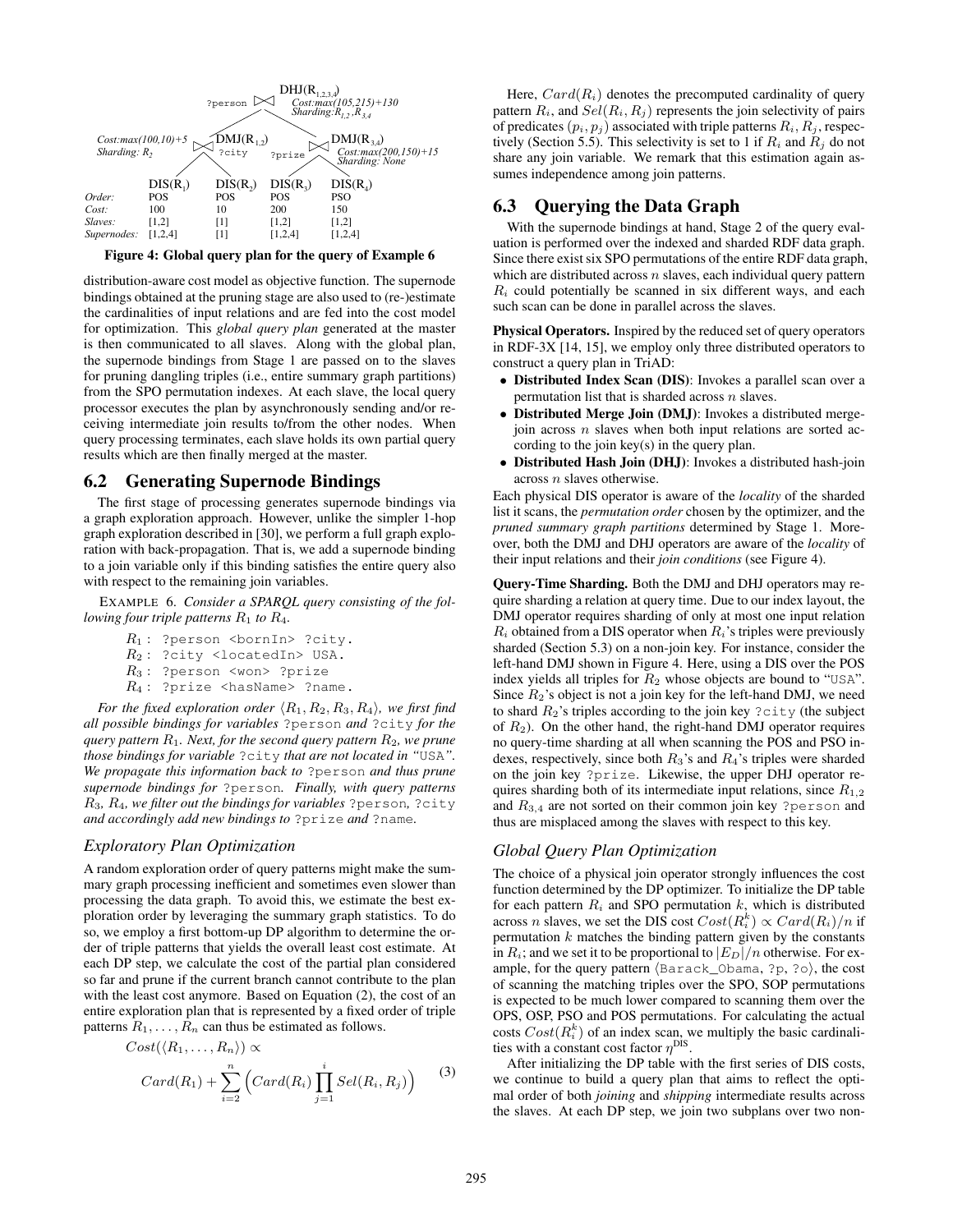Figure 4: Global query plan for the query of Example 6

distribution-aware cost model as objective function. The supernode bindings obtained at the pruning stage are also used to (re-)estimate the cardinalities of input relations and are fed into the cost model for optimization. This *global query plan* generated at the master is then communicated to all slaves. Along with the global plan, the supernode bindings from Stage 1 are passed on to the slaves for pruning dangling triples (i.e., entire summary graph partitions) from the SPO permutation indexes. At each slave, the local query processor executes the plan by asynchronously sending and/or receiving intermediate join results to/from the other nodes. When query processing terminates, each slave holds its own partial query results which are then finally merged at the master.

## 6.2 Generating Supernode Bindings

The first stage of processing generates supernode bindings via a graph exploration approach. However, unlike the simpler 1-hop graph exploration described in [30], we perform a full graph exploration with back-propagation. That is, we add a supernode binding to a join variable only if this binding satisfies the entire query also with respect to the remaining join variables.

EXAMPLE 6. *Consider a SPARQL query consisting of the following four triple patterns $R_1$ to $R_4$.*

$R_1$ : `?person <bornIn> ?city.`
$R_2$ : `?city <locatedIn> USA.`
$R_3$ : `?person <won> ?prize`
$R_4$ : `?prize <hasName> ?name.`

*For the fixed exploration order $\langle R_1, R_2, R_3, R_4 \rangle$, we first find all possible bindings for variables* `?person` *and* `?city` *for the query pattern $R_1$. Next, for the second query pattern $R_2$, we prune those bindings for variable* `?city` *that are not located in "*`USA`*". We propagate this information back to* `?person` *and thus prune supernode bindings for* `?person`*. Finally, with query patterns $R_3$, $R_4$, we filter out the bindings for variables* `?person`*,* `?city` *and accordingly add new bindings to* `?prize` *and* `?name`*.*

### *Exploratory Plan Optimization*

A random exploration order of query patterns might make the summary graph processing inefficient and sometimes even slower than processing the data graph. To avoid this, we estimate the best exploration order by leveraging the summary graph statistics. To do so, we employ a first bottom-up DP algorithm to determine the order of triple patterns that yields the overall least cost estimate. At each DP step, we calculate the cost of the partial plan considered so far and prune if the current branch cannot contribute to the plan with the least cost anymore. Based on Equation (2), the cost of an entire exploration plan that is represented by a fixed order of triple patterns $R_1, \ldots, R_n$ can thus be estimated as follows.

$$Cost(\langle R_1, \ldots, R_n \rangle) \propto$$
$$Card(R_1) + \sum_{i=2}^{n} \Big( Card(R_i) \prod_{j=1}^{i} Sel(R_i, R_j) \Big) \quad (3)$$

Here, $Card(R_i)$ denotes the precomputed cardinality of query pattern $R_i$, and $Sel(R_i, R_j)$ represents the join selectivity of pairs of predicates $(p_i, p_j)$ associated with triple patterns $R_i, R_j$, respectively (Section 5.5). This selectivity is set to 1 if $R_i$ and $R_j$ do not share any join variable. We remark that this estimation again assumes independence among join patterns.

## 6.3 Querying the Data Graph

With the supernode bindings at hand, Stage 2 of the query evaluation is performed over the indexed and sharded RDF data graph. Since there exist six SPO permutations of the entire RDF data graph, which are distributed across $n$ slaves, each individual query pattern $R_i$ could potentially be scanned in six different ways, and each such scan can be done in parallel across the slaves.

**Physical Operators.** Inspired by the reduced set of query operators in RDF-3X [14, 15], we employ only three distributed operators to construct a query plan in TriAD:

- **Distributed Index Scan (DIS)**: Invokes a parallel scan over a permutation list that is sharded across $n$ slaves.
- **Distributed Merge Join (DMJ)**: Invokes a distributed merge-join across $n$ slaves when both input relations are sorted according to the join key(s) in the query plan.
- **Distributed Hash Join (DHJ)**: Invokes a distributed hash-join across $n$ slaves otherwise.

Each physical DIS operator is aware of the *locality* of the sharded list it scans, the *permutation order* chosen by the optimizer, and the *pruned summary graph partitions* determined by Stage 1. Moreover, both the DMJ and DHJ operators are aware of the *locality* of their input relations and their *join conditions* (see Figure 4).

**Query-Time Sharding.** Both the DMJ and DHJ operators may require sharding a relation at query time. Due to our index layout, the DMJ operator requires sharding of only at most one input relation $R_i$ obtained from a DIS operator when $R_i$'s triples were previously sharded (Section 5.3) on a non-join key. For instance, consider the left-hand DMJ shown in Figure 4. Here, using a DIS over the POS index yields all triples for $R_2$ whose objects are bound to "`USA`". Since $R_2$'s object is not a join key for the left-hand DMJ, we need to shard $R_2$'s triples according to the join key `?city` (the subject of $R_2$). On the other hand, the right-hand DMJ operator requires no query-time sharding at all when scanning the POS and PSO indexes, respectively, since both $R_3$'s and $R_4$'s triples were sharded on the join key `?prize`. Likewise, the upper DHJ operator requires sharding both of its intermediate input relations, since $R_{1,2}$ and $R_{3,4}$ are not sorted on their common join key `?person` and thus are misplaced among the slaves with respect to this key.

### *Global Query Plan Optimization*

The choice of a physical join operator strongly influences the cost function determined by the DP optimizer. To initialize the DP table for each pattern $R_i$ and SPO permutation $k$, which is distributed across $n$ slaves, we set the DIS cost $Cost(R_i^k) \propto Card(R_i)/n$ if permutation $k$ matches the binding pattern given by the constants in $R_i$; and we set it to be proportional to $|E_D|/n$ otherwise. For example, for the query pattern $\langle$`Barack_Obama`, `?p`, `?o`$\rangle$, the cost of scanning the matching triples over the SPO, SOP permutations is expected to be much lower compared to scanning them over the OPS, OSP, PSO and POS permutations. For calculating the actual costs $Cost(R_i^k)$ of an index scan, we multiply the basic cardinalities with a constant cost factor $\eta^{\text{DIS}}$.

After initializing the DP table with the first series of DIS costs, we continue to build a query plan that aims to reflect the optimal order of both *joining* and *shipping* intermediate results across the slaves. At each DP step, we join two subplans over two non-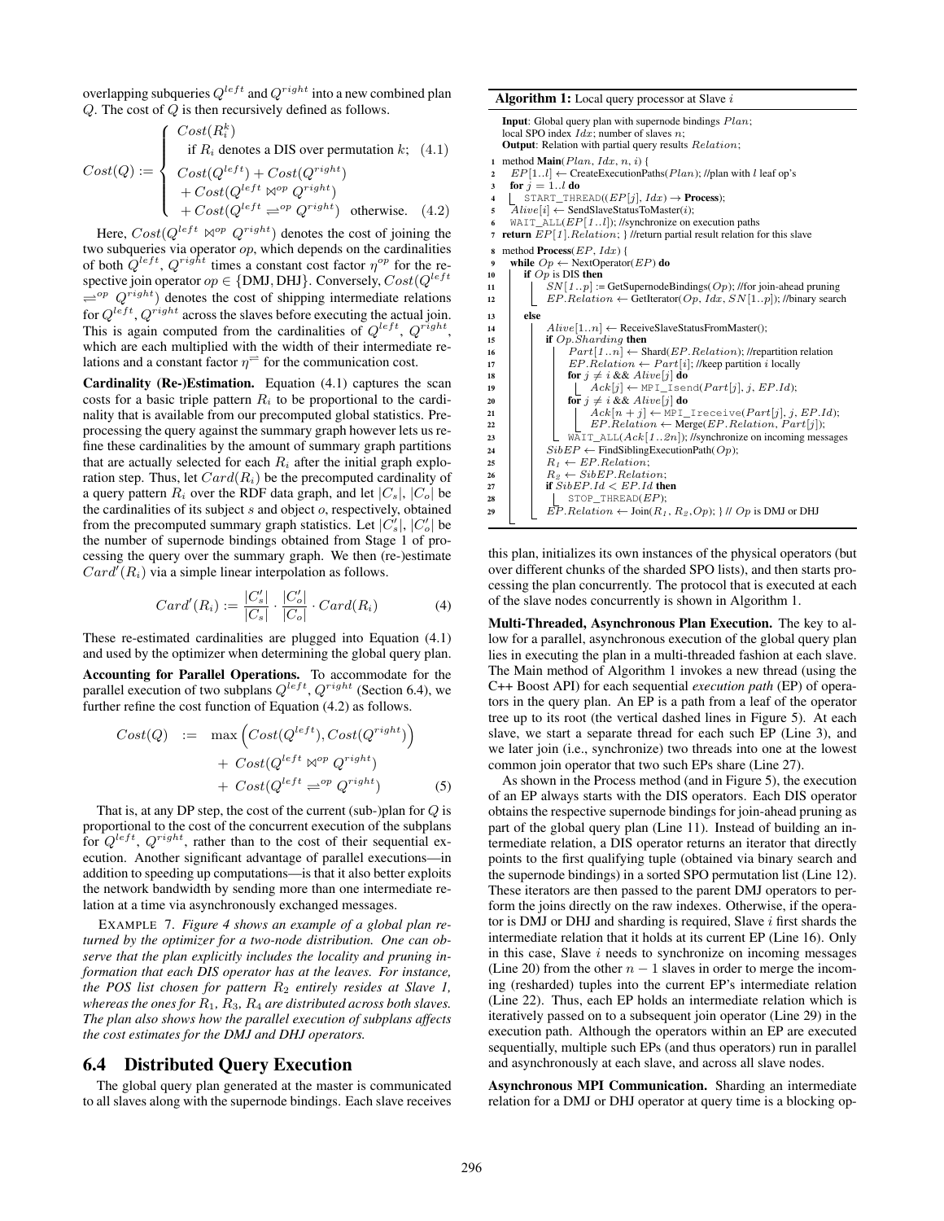overlapping subqueries $Q^{left}$ and $Q^{right}$ into a new combined plan $Q$. The cost of $Q$ is then recursively defined as follows.

$$Cost(Q) := \begin{cases} Cost(R_i^k) \\ \quad \text{if } R_i \text{ denotes a DIS over permutation } k; & (4.1) \\ Cost(Q^{left}) + Cost(Q^{right}) \\ + Cost(Q^{left} \bowtie^{op} Q^{right}) \\ + Cost(Q^{left} \rightleftharpoons^{op} Q^{right}) \quad \text{otherwise.} & (4.2) \end{cases}$$

Here, $Cost(Q^{left} \bowtie^{op} Q^{right})$ denotes the cost of joining the two subqueries via operator $op$, which depends on the cardinalities of both $Q^{left}$, $Q^{right}$ times a constant cost factor $\eta^{op}$ for the respective join operator $op \in \{\text{DMJ}, \text{DHJ}\}$. Conversely, $Cost(Q^{left} \rightleftharpoons^{op} Q^{right})$ denotes the cost of shipping intermediate relations for $Q^{left}$, $Q^{right}$ across the slaves before executing the actual join. This is again computed from the cardinalities of $Q^{left}$, $Q^{right}$, which are each multiplied with the width of their intermediate relations and a constant factor $\eta^{\rightleftharpoons}$ for the communication cost.

**Cardinality (Re-)Estimation.** Equation (4.1) captures the scan costs for a basic triple pattern $R_i$ to be proportional to the cardinality that is available from our precomputed global statistics. Preprocessing the query against the summary graph however lets us refine these cardinalities by the amount of summary graph partitions that are actually selected for each $R_i$ after the initial graph exploration step. Thus, let $Card(R_i)$ be the precomputed cardinality of a query pattern $R_i$ over the RDF data graph, and let $|C_s|$, $|C_o|$ be the cardinalities of its subject $s$ and object $o$, respectively, obtained from the precomputed summary graph statistics. Let $|C_s'|$, $|C_o'|$ be the number of supernode bindings obtained from Stage 1 of processing the query over the summary graph. We then (re-)estimate $Card'(R_i)$ via a simple linear interpolation as follows.

$$Card'(R_i) := \frac{|C_s'|}{|C_s|} \cdot \frac{|C_o'|}{|C_o|} \cdot Card(R_i) \qquad (4)$$

These re-estimated cardinalities are plugged into Equation (4.1) and used by the optimizer when determining the global query plan.

**Accounting for Parallel Operations.** To accommodate for the parallel execution of two subplans $Q^{left}$, $Q^{right}$ (Section 6.4), we further refine the cost function of Equation (4.2) as follows.

$$\begin{aligned} Cost(Q) \;:=\; & \max\left(Cost(Q^{left}), Cost(Q^{right})\right) \\ & +\; Cost(Q^{left} \bowtie^{op} Q^{right}) \\ & +\; Cost(Q^{left} \rightleftharpoons^{op} Q^{right}) \end{aligned} \qquad (5)$$

That is, at any DP step, the cost of the current (sub-)plan for $Q$ is proportional to the cost of the concurrent execution of the subplans for $Q^{left}$, $Q^{right}$, rather than to the cost of their sequential execution. Another significant advantage of parallel executions—in addition to speeding up computations—is that it also better exploits the network bandwidth by sending more than one intermediate relation at a time via asynchronously exchanged messages.

EXAMPLE 7. *Figure 4 shows an example of a global plan returned by the optimizer for a two-node distribution. One can observe that the plan explicitly includes the locality and pruning information that each DIS operator has at the leaves. For instance, the POS list chosen for pattern $R_2$ entirely resides at Slave 1, whereas the ones for $R_1$, $R_3$, $R_4$ are distributed across both slaves. The plan also shows how the parallel execution of subplans affects the cost estimates for the DMJ and DHJ operators.*

## 6.4 Distributed Query Execution

The global query plan generated at the master is communicated to all slaves along with the supernode bindings. Each slave receives this plan, initializes its own instances of the physical operators (but over different chunks of the sharded SPO lists), and then starts processing the plan concurrently. The protocol that is executed at each of the slave nodes concurrently is shown in Algorithm 1.

**Algorithm 1:** Local query processor at Slave $i$

**Input**: Global query plan with supernode bindings $Plan$; local SPO index $Idx$; number of slaves $n$;
**Output**: Relation with partial query results $Relation$;

```
1  method Main(Plan, Idx, n, i) {
2    EP[1..l] ← CreateExecutionPaths(Plan); //plan with l leaf op's
3    for j = 1..l do
4      START_THREAD((EP[j], Idx) → Process);
5    Alive[i] ← SendSlaveStatusToMaster(i);
6    WAIT_ALL(EP[1..l]); //synchronize on execution paths
7    return EP[1].Relation; } //return partial result relation for this slave
8  method Process(EP, Idx) {
9    while Op ← NextOperator(EP) do
10     if Op is DIS then
11       SN[1..p] := GetSupernodeBindings(Op); //for join-ahead pruning
12       EP.Relation ← GetIterator(Op, Idx, SN[1..p]); //binary search
13     else
14       Alive[1..n] ← ReceiveSlaveStatusFromMaster();
15       if Op.Sharding then
16         Part[1..n] ← Shard(EP.Relation); //repartition relation
17         EP.Relation ← Part[i]; //keep partition i locally
18         for j ≠ i && Alive[j] do
19           Ack[j] ← MPI_Isend(Part[j], j, EP.Id);
20         for j ≠ i && Alive[j] do
21           Ack[n + j] ← MPI_Ireceive(Part[j], j, EP.Id);
22           EP.Relation ← Merge(EP.Relation, Part[j]);
23         WAIT_ALL(Ack[1..2n]); //synchronize on incoming messages
24       SibEP ← FindSiblingExecutionPath(Op);
25       R1 ← EP.Relation;
26       R2 ← SibEP.Relation;
27       if SibEP.Id < EP.Id then
28         STOP_THREAD(EP);
29       EP.Relation ← Join(R1, R2,Op); } // Op is DMJ or DHJ
```

**Multi-Threaded, Asynchronous Plan Execution.** The key to allow for a parallel, asynchronous execution of the global query plan lies in executing the plan in a multi-threaded fashion at each slave. The Main method of Algorithm 1 invokes a new thread (using the C++ Boost API) for each sequential *execution path* (EP) of operators in the query plan. An EP is a path from a leaf of the operator tree up to its root (the vertical dashed lines in Figure 5). At each slave, we start a separate thread for each such EP (Line 3), and we later join (i.e., synchronize) two threads into one at the lowest common join operator that two such EPs share (Line 27).

As shown in the Process method (and in Figure 5), the execution of an EP always starts with the DIS operators. Each DIS operator obtains the respective supernode bindings for join-ahead pruning as part of the global query plan (Line 11). Instead of building an intermediate relation, a DIS operator returns an iterator that directly points to the first qualifying tuple (obtained via binary search and the supernode bindings) in a sorted SPO permutation list (Line 12). These iterators are then passed to the parent DMJ operators to perform the joins directly on the raw indexes. Otherwise, if the operator is DMJ or DHJ and sharding is required, Slave $i$ first shards the intermediate relation that it holds at its current EP (Line 16). Only in this case, Slave $i$ needs to synchronize on incoming messages (Line 20) from the other $n-1$ slaves in order to merge the incoming (resharded) tuples into the current EP's intermediate relation (Line 22). Thus, each EP holds an intermediate relation which is iteratively passed on to a subsequent join operator (Line 29) in the execution path. Although the operators within an EP are executed sequentially, multiple such EPs (and thus operators) run in parallel and asynchronously at each slave, and across all slave nodes.

**Asynchronous MPI Communication.** Sharding an intermediate relation for a DMJ or DHJ operator at query time is a blocking op-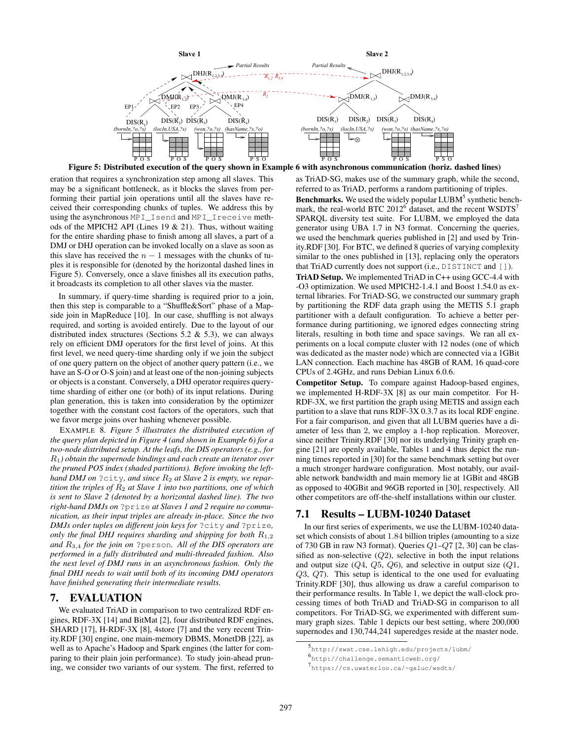Figure 5: Distributed execution of the query shown in Example 6 with asynchronous communication (horiz. dashed lines)

eration that requires a synchronization step among all slaves. This may be a significant bottleneck, as it blocks the slaves from performing their partial join operations until all the slaves have received their corresponding chunks of tuples. We address this by using the asynchronous `MPI_Isend` and `MPI_Ireceive` methods of the MPICH2 API (Lines 19 & 21). Thus, without waiting for the entire sharding phase to finish among all slaves, a part of a DMJ or DHJ operation can be invoked locally on a slave as soon as this slave has received the $n-1$ messages with the chunks of tuples it is responsible for (denoted by the horizontal dashed lines in Figure 5). Conversely, once a slave finishes all its execution paths, it broadcasts its completion to all other slaves via the master.

In summary, if query-time sharding is required prior to a join, then this step is comparable to a "Shuffle&Sort" phase of a Map-side join in MapReduce [10]. In our case, shuffling is not always required, and sorting is avoided entirely. Due to the layout of our distributed index structures (Sections 5.2 & 5.3), we can always rely on efficient DMJ operators for the first level of joins. At this first level, we need query-time sharding only if we join the subject of one query pattern on the object of another query pattern (i.e., we have an S-O or O-S join) and at least one of the non-joining subjects or objects is a constant. Conversely, a DHJ operator requires query-time sharding of either one (or both) of its input relations. During plan generation, this is taken into consideration by the optimizer together with the constant cost factors of the operators, such that we favor merge joins over hashing whenever possible.

EXAMPLE 8. *Figure 5 illustrates the distributed execution of the query plan depicted in Figure 4 (and shown in Example 6) for a two-node distributed setup. At the leafs, the DIS operators (e.g., for $R_1$) obtain the supernode bindings and each create an iterator over the pruned POS index (shaded partitions). Before invoking the left-hand DMJ on* `?city`*, and since $R_2$ at Slave 2 is empty, we repartition the triples of $R_2$ at Slave 1 into two partitions, one of which is sent to Slave 2 (denoted by a horizontal dashed line). The two right-hand DMJs on* `?prize` *at Slaves 1 and 2 require no communication, as their input triples are already in-place. Since the two DMJs order tuples on different join keys for* `?city` *and* `?prize`*, only the final DHJ requires sharding and shipping for both $R_{1,2}$ and $R_{3,4}$ for the join on* `?person`*. All of the DIS operators are performed in a fully distributed and multi-threaded fashion. Also the next level of DMJ runs in an asynchronous fashion. Only the final DHJ needs to wait until both of its incoming DMJ operators have finished generating their intermediate results.*

# 7. EVALUATION

We evaluated TriAD in comparison to two centralized RDF engines, RDF-3X [14] and BitMat [2], four distributed RDF engines, SHARD [17], H-RDF-3X [8], 4store [7] and the very recent Trinity.RDF [30] engine, one main-memory DBMS, MonetDB [22], as well as to Apache's Hadoop and Spark engines (the latter for comparing to their plain join performance). To study join-ahead pruning, we consider two variants of our system. The first, referred to as TriAD-SG, makes use of the summary graph, while the second, referred to as TriAD, performs a random partitioning of triples.

**Benchmarks.** We used the widely popular LUBM[5] synthetic benchmark, the real-world BTC 2012[6] dataset, and the recent WSDTS[7] SPARQL diversity test suite. For LUBM, we employed the data generator using UBA 1.7 in N3 format. Concerning the queries, we used the benchmark queries published in [2] and used by Trinity.RDF [30]. For BTC, we defined 8 queries of varying complexity similar to the ones published in [13], replacing only the operators that TriAD currently does not support (i.e., `DISTINCT` and `[]`).

**TriAD Setup.** We implemented TriAD in C++ using GCC-4.4 with -O3 optimization. We used MPICH2-1.4.1 and Boost 1.54.0 as external libraries. For TriAD-SG, we constructed our summary graph by partitioning the RDF data graph using the METIS 5.1 graph partitioner with a default configuration. To achieve a better performance during partitioning, we ignored edges connecting string literals, resulting in both time and space savings. We ran all experiments on a local compute cluster with 12 nodes (one of which was dedicated as the master node) which are connected via a 1GBit LAN connection. Each machine has 48GB of RAM, 16 quad-core CPUs of 2.4GHz, and runs Debian Linux 6.0.6.

**Competitor Setup.** To compare against Hadoop-based engines, we implemented H-RDF-3X [8] as our main competitor. For H-RDF-3X, we first partition the graph using METIS and assign each partition to a slave that runs RDF-3X 0.3.7 as its local RDF engine. For a fair comparison, and given that all LUBM queries have a diameter of less than 2, we employ a 1-hop replication. Moreover, since neither Trinity.RDF [30] nor its underlying Trinity graph engine [21] are openly available, Tables 1 and 4 thus depict the running times reported in [30] for the same benchmark setting but over a much stronger hardware configuration. Most notably, our available network bandwidth and main memory lie at 1GBit and 48GB as opposed to 40GBit and 96GB reported in [30], respectively. All other competitors are off-the-shelf installations within our cluster.

## 7.1 Results – LUBM-10240 Dataset

In our first series of experiments, we use the LUBM-10240 dataset which consists of about 1.84 billion triples (amounting to a size of 730 GB in raw N3 format). Queries $Q1$–$Q7$ [2, 30] can be classified as non-selective ($Q2$), selective in both the input relations and output size ($Q4$, $Q5$, $Q6$), and selective in output size ($Q1$, $Q3$, $Q7$). This setup is identical to the one used for evaluating Trinity.RDF [30], thus allowing us draw a careful comparison to their performance results. In Table 1, we depict the wall-clock processing times of both TriAD and TriAD-SG in comparison to all competitors. For TriAD-SG, we experimented with different summary graph sizes. Table 1 depicts our best setting, where 200,000 supernodes and 130,744,241 superedges reside at the master node.

[5] http://swat.cse.lehigh.edu/projects/lubm/

[6] http://challenge.semanticweb.org/

[7] https://cs.uwaterloo.ca/~galuc/wsdts/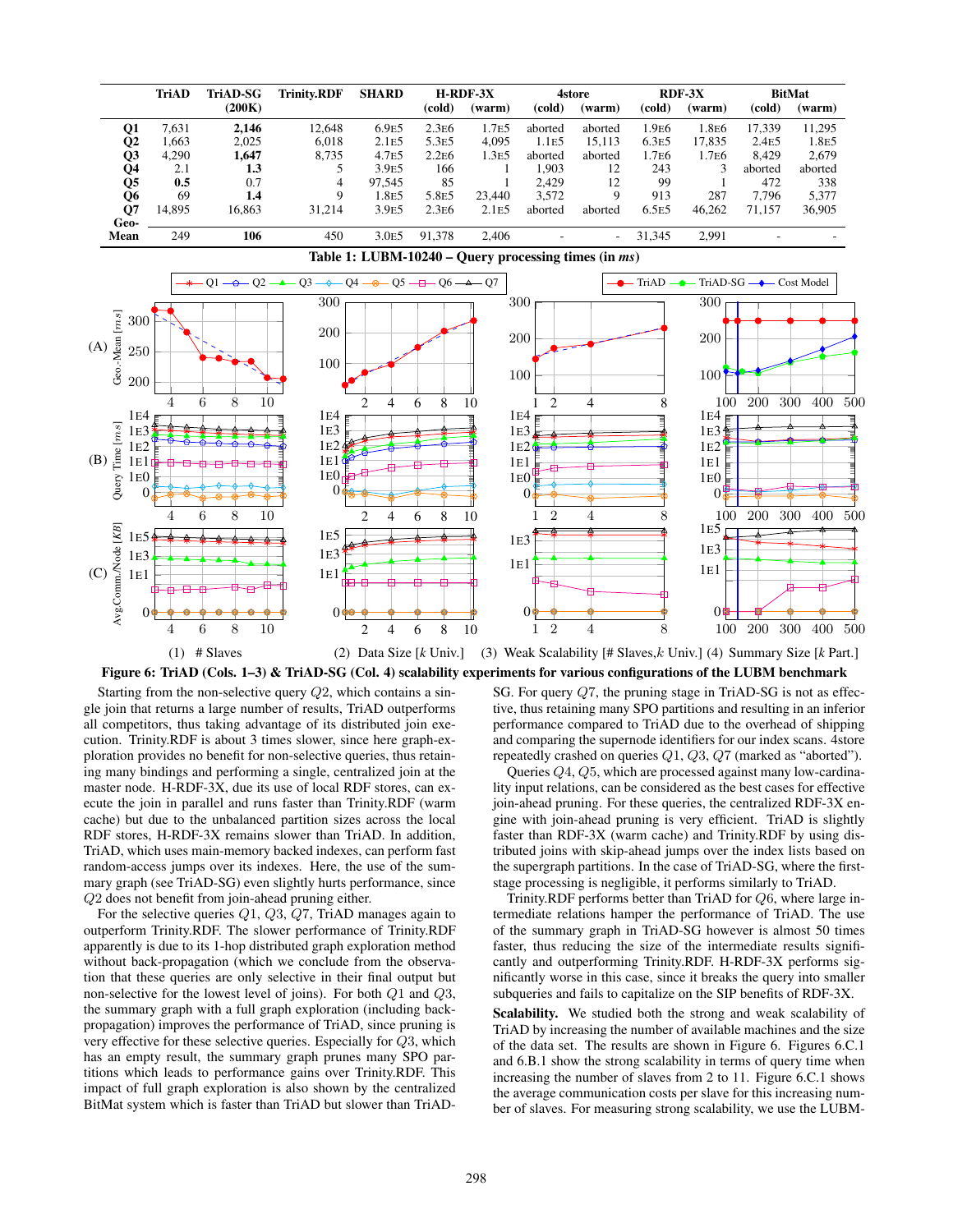| | TriAD | TriAD-SG (200K) | Trinity.RDF | SHARD | H-RDF-3X (cold) | H-RDF-3X (warm) | 4store (cold) | 4store (warm) | RDF-3X (cold) | RDF-3X (warm) | BitMat (cold) | BitMat (warm) |
|---|---|---|---|---|---|---|---|---|---|---|---|---|
| **Q1** | 7,631 | **2,146** | 12,648 | 6.9E5 | 2.3E6 | 1.7E5 | aborted | aborted | 1.9E6 | 1.8E6 | 17,339 | 11,295 |
| **Q2** | 1,663 | 2,025 | 6,018 | 2.1E5 | 5.3E5 | 4,095 | 1.1E5 | 15,113 | 6.3E5 | 17,835 | 2.4E5 | 1.8E5 |
| **Q3** | 4,290 | **1,647** | 8,735 | 4.7E5 | 2.2E6 | 1.3E5 | aborted | aborted | 1.7E6 | 1.7E6 | 8,429 | 2,679 |
| **Q4** | 2.1 | **1.3** | 5 | 3.9E5 | 166 | 1 | 1,903 | 12 | 243 | 3 | aborted | aborted |
| **Q5** | **0.5** | 0.7 | 4 | 97,545 | 85 | 1 | 2,429 | 12 | 99 | 1 | 472 | 338 |
| **Q6** | 69 | **1.4** | 9 | 1.8E5 | 5.8E5 | 23,440 | 3,572 | 9 | 913 | 287 | 7,796 | 5,377 |
| **Q7** | 14,895 | 16,863 | 31,214 | 3.9E5 | 2.3E6 | 2.1E5 | aborted | aborted | 6.5E5 | 46,262 | 71,157 | 36,905 |
| **Geo-Mean** | 249 | **106** | 450 | 3.0E5 | 91,378 | 2,406 | - | - | 31,345 | 2,991 | - | - |

**Table 1: LUBM-10240 – Query processing times (in *ms*)**

**Figure 6: TriAD (Cols. 1–3) & TriAD-SG (Col. 4) scalability experiments for various configurations of the LUBM benchmark**

Starting from the non-selective query $Q2$, which contains a single join that returns a large number of results, TriAD outperforms all competitors, thus taking advantage of its distributed join execution. Trinity.RDF is about 3 times slower, since here graph-exploration provides no benefit for non-selective queries, thus retaining many bindings and performing a single, centralized join at the master node. H-RDF-3X, due its use of local RDF stores, can execute the join in parallel and runs faster than Trinity.RDF (warm cache) but due to the unbalanced partition sizes across the local RDF stores, H-RDF-3X remains slower than TriAD. In addition, TriAD, which uses main-memory backed indexes, can perform fast random-access jumps over its indexes. Here, the use of the summary graph (see TriAD-SG) even slightly hurts performance, since $Q2$ does not benefit from join-ahead pruning either.

For the selective queries $Q1$, $Q3$, $Q7$, TriAD manages again to outperform Trinity.RDF. The slower performance of Trinity.RDF apparently is due to its 1-hop distributed graph exploration method without back-propagation (which we conclude from the observation that these queries are only selective in their final output but non-selective for the lowest level of joins). For both $Q1$ and $Q3$, the summary graph with a full graph exploration (including back-propagation) improves the performance of TriAD, since pruning is very effective for these selective queries. Especially for $Q3$, which has an empty result, the summary graph prunes many SPO partitions which leads to performance gains over Trinity.RDF. This impact of full graph exploration is also shown by the centralized BitMat system which is faster than TriAD but slower than TriAD-SG. For query $Q7$, the pruning stage in TriAD-SG is not as effective, thus retaining many SPO partitions and resulting in an inferior performance compared to TriAD due to the overhead of shipping and comparing the summary identifiers for our index scans. 4store repeatedly crashed on queries $Q1$, $Q3$, $Q7$ (marked as "aborted").

Queries $Q4$, $Q5$, which are processed against many low-cardinality input relations, can be considered as the best cases for effective join-ahead pruning. For these queries, the centralized RDF-3X engine with join-ahead pruning is very efficient. TriAD is slightly faster than RDF-3X (warm cache) and Trinity.RDF by using distributed joins with skip-ahead jumps over the index lists based on the supergraph partitions. In the case of TriAD-SG, where the first-stage processing is negligible, it performs similarly to TriAD.

Trinity.RDF performs better than TriAD for $Q6$, where large intermediate relations hamper the performance of TriAD. The use of the summary graph in TriAD-SG however is almost 50 times faster, thus reducing the size of the intermediate results significantly and outperforming Trinity.RDF. H-RDF-3X performs significantly worse in this case, since it breaks the query into smaller subqueries and fails to capitalize on the SIP benefits of RDF-3X.

**Scalability.** We studied both the strong and weak scalability of TriAD by increasing the number of available machines and the size of the data set. The results are shown in Figure 6. Figures 6.C.1 and 6.B.1 show the strong scalability in terms of query time when increasing the number of slaves from 2 to 11. Figure 6.C.1 shows the average communication costs per slave for this increasing number of slaves. For measuring strong scalability, we use the LUBM-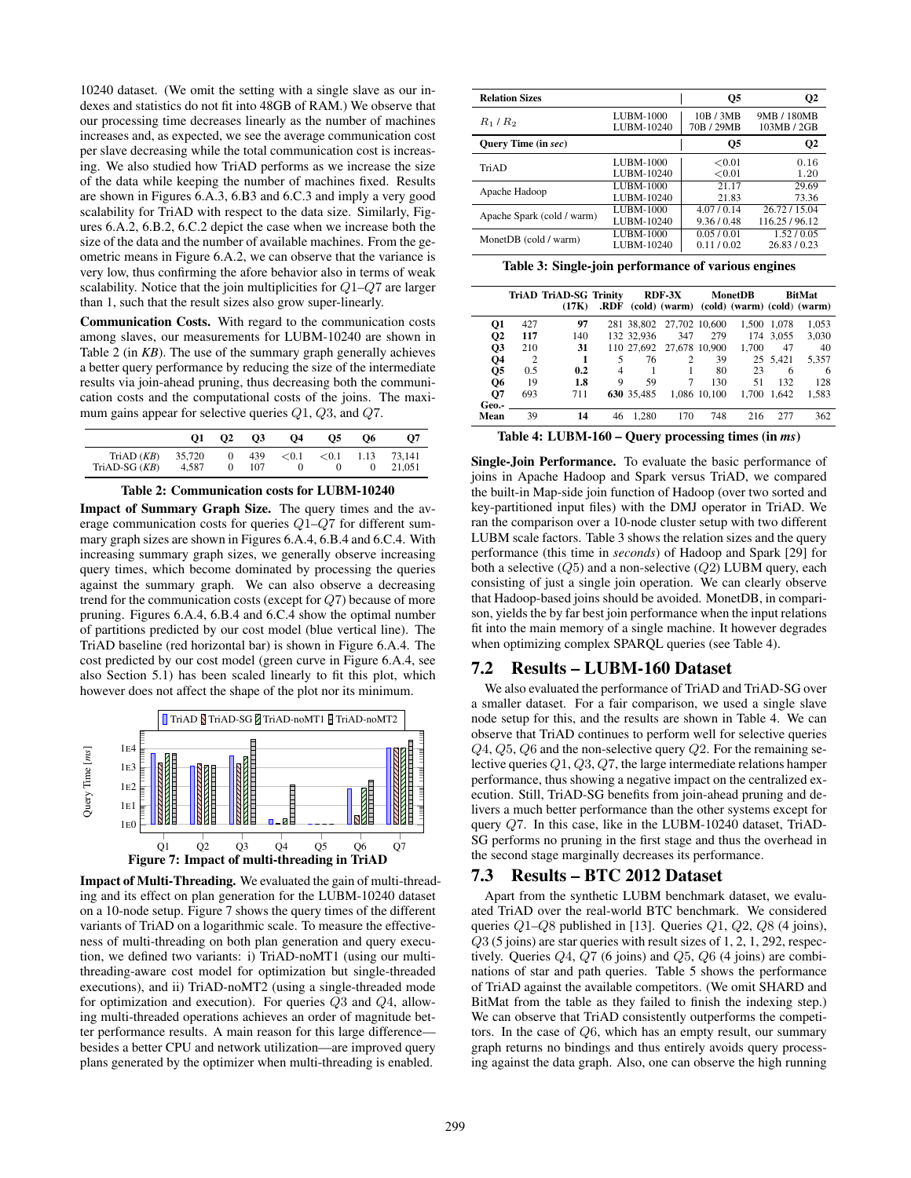10240 dataset. (We omit the setting with a single slave as our indexes and statistics do not fit into 48GB of RAM.) We observe that our processing time decreases linearly as the number of machines increases and, as expected, we see the average communication cost per slave decreasing while the total communication cost is increasing. We also studied how TriAD performs as we increase the size of the data while keeping the number of machines fixed. Results are shown in Figures 6.A.3, 6.B3 and 6.C.3 and imply a very good scalability for TriAD with respect to the data size. Similarly, Figures 6.A.2, 6.B.2, 6.C.2 depict the case when we increase both the size of the data and the number of available machines. From the geometric means in Figure 6.A.2, we can observe that the variance is very low, thus confirming the afore behavior also in terms of weak scalability. Notice that the join multiplicities for $Q1$–$Q7$ are larger than 1, such that the result sizes also grow super-linearly.

**Communication Costs.** With regard to the communication costs among slaves, our measurements for LUBM-10240 are shown in Table 2 (in *KB*). The use of the summary graph generally achieves a better query performance by reducing the size of the intermediate results via join-ahead pruning, thus decreasing both the communication costs and the computational costs of the joins. The maximum gains appear for selective queries $Q1$, $Q3$, and $Q7$.

| | Q1 | Q2 | Q3 | Q4 | Q5 | Q6 | Q7 |
|---|---|---|---|---|---|---|---|
| TriAD (*KB*) | 35,720 | 0 | 439 | <0.1 | <0.1 | 1.13 | 73,141 |
| TriAD-SG (*KB*) | 4,587 | 0 | 107 | 0 | 0 | 0 | 21,051 |

**Table 2: Communication costs for LUBM-10240**

**Impact of Summary Graph Size.** The query times and the average communication costs for queries $Q1$–$Q7$ for different summary graph sizes are shown in Figures 6.A.4, 6.B.4 and 6.C.4. With increasing summary graph sizes, we generally observe increasing query times, which become dominated by processing the queries against the summary graph. We can also observe a decreasing trend for the communication costs (except for $Q7$) because of more pruning. Figures 6.A.4, 6.B.4 and 6.C.4 show the optimal number of partitions predicted by our cost model (blue vertical line). The TriAD baseline (red horizontal bar) is shown in Figure 6.A.4. The cost predicted by our cost model (green curve in Figure 6.A.4, see also Section 5.1) has been scaled linearly to fit this plot, which however does not affect the shape of the plot nor its minimum.

**Figure 7: Impact of multi-threading in TriAD**

**Impact of Multi-Threading.** We evaluated the gain of multi-threading and its effect on plan generation for the LUBM-10240 dataset on a 10-node setup. Figure 7 shows the query times of the different variants of TriAD on a logarithmic scale. To measure the effectiveness of multi-threading on both plan generation and query execution, we defined two variants: i) TriAD-noMT1 (using our multi-threading-aware cost model for optimization but single-threaded executions), and ii) TriAD-noMT2 (using a single-threaded mode for optimization and execution). For queries $Q3$ and $Q4$, allowing multi-threaded operations achieves an order of magnitude better performance results. A main reason for this large difference—besides a better CPU and network utilization—are improved query plans generated by the optimizer when multi-threading is enabled.

| **Relation Sizes** | | **Q5** | **Q2** |
|---|---|---|---|
| $R_1$ / $R_2$ | LUBM-1000 | 10B / 3MB | 9MB / 180MB |
| | LUBM-10240 | 70B / 29MB | 103MB / 2GB |
| **Query Time (in *sec*)** | | **Q5** | **Q2** |
| TriAD | LUBM-1000 | <0.01 | 0.16 |
| | LUBM-10240 | <0.01 | 1.20 |
| Apache Hadoop | LUBM-1000 | 21.17 | 29.69 |
| | LUBM-10240 | 21.83 | 73.36 |
| Apache Spark (cold / warm) | LUBM-1000 | 4.07 / 0.14 | 26.72 / 15.04 |
| | LUBM-10240 | 9.36 / 0.48 | 116.25 / 96.12 |
| MonetDB (cold / warm) | LUBM-1000 | 0.05 / 0.01 | 1.52 / 0.05 |
| | LUBM-10240 | 0.11 / 0.02 | 26.83 / 0.23 |

**Table 3: Single-join performance of various engines**

| | TriAD | TriAD-SG (17K) | Trinity .RDF | RDF-3X (cold) | RDF-3X (warm) | MonetDB (cold) | MonetDB (warm) | BitMat (cold) | BitMat (warm) |
|---|---|---|---|---|---|---|---|---|---|
| Q1 | 427 | **97** | 281 | 38,802 | 27,702 | 10,600 | 1,500 | 1,078 | 1,053 |
| Q2 | **117** | 140 | 132 | 32,936 | 347 | 279 | 174 | 3,055 | 3,030 |
| Q3 | 210 | **31** | 110 | 27,692 | 27,678 | 10,900 | 1,700 | 47 | 40 |
| Q4 | 2 | **1** | 5 | 76 | 2 | 39 | 25 | 5,421 | 5,357 |
| Q5 | 0.5 | **0.2** | 4 | 1 | 1 | 80 | 23 | 6 | 6 |
| Q6 | 19 | **1.8** | 9 | 59 | 7 | 130 | 51 | 132 | 128 |
| Q7 | 693 | 711 | **630** | 35,485 | 1,086 | 10,100 | 1,700 | 1,642 | 1,583 |
| Geo.-Mean | 39 | 14 | 46 | 1,280 | 170 | 748 | 216 | 277 | 362 |

**Table 4: LUBM-160 – Query processing times (in *ms*)**

**Single-Join Performance.** To evaluate the basic performance of joins in Apache Hadoop and Spark versus TriAD, we compared the built-in Map-side join function of Hadoop (over two sorted and key-partitioned input files) with the DMJ operator in TriAD. We ran the comparison over a 10-node cluster setup with two different LUBM scale factors. Table 3 shows the relation sizes and the query performance (this time in *seconds*) of Hadoop and Spark [29] for both a selective ($Q5$) and a non-selective ($Q2$) LUBM query, each consisting of just a single join operation. We can clearly observe that Hadoop-based joins should be avoided. MonetDB, in comparison, yields the by far best join performance when the input relations fit into the main memory of a single machine. It however degrades when optimizing complex SPARQL queries (see Table 4).

## 7.2 Results – LUBM-160 Dataset

We also evaluated the performance of TriAD and TriAD-SG over a smaller dataset. For a fair comparison, we used a single slave node setup for this, and the results are shown in Table 4. We can observe that TriAD continues to perform well for selective queries $Q4$, $Q5$, $Q6$ and the non-selective query $Q2$. For the remaining selective queries $Q1$, $Q3$, $Q7$, the large intermediate relations hamper performance, thus showing a negative impact on the centralized execution. Still, TriAD-SG benefits from join-ahead pruning and delivers a much better performance than the other systems except for query $Q7$. In this case, like in the LUBM-10240 dataset, TriAD-SG performs no pruning in the first stage and thus the overhead in the second stage marginally decreases its performance.

## 7.3 Results – BTC 2012 Dataset

Apart from the synthetic LUBM benchmark dataset, we evaluated TriAD over the real-world BTC benchmark. We considered queries $Q1$–$Q8$ published in [13]. Queries $Q1$, $Q2$, $Q8$ (4 joins), $Q3$ (5 joins) are star queries with result sizes of 1, 2, 1, 292, respectively. Queries $Q4$, $Q7$ (6 joins) and $Q5$, $Q6$ (4 joins) are combinations of star and path queries. Table 5 shows the performance of TriAD against the available competitors. (We omit SHARD and BitMat from the table as they failed to finish the indexing step.) We can observe that TriAD consistently outperforms the competitors. In the case of $Q6$, which has an empty result, our summary graph returns no bindings and thus entirely avoids query processing against the data graph. Also, one can observe the high running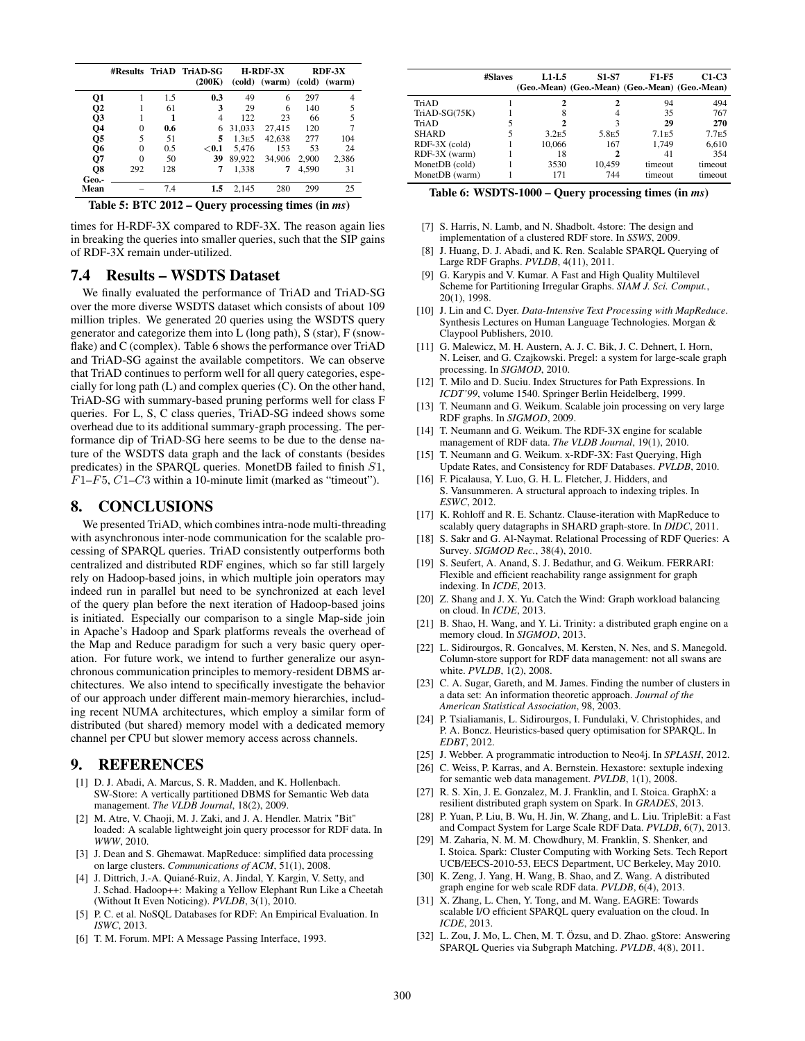|  | #Results | TriAD | TriAD-SG (200K) | H-RDF-3X (cold) | H-RDF-3X (warm) | RDF-3X (cold) | RDF-3X (warm) |
|---|---|---|---|---|---|---|---|
| **Q1** | 1 | 1.5 | **0.3** | 49 | 6 | 297 | 4 |
| **Q2** | 1 | 61 | **3** | 29 | 6 | 140 | 5 |
| **Q3** | 1 | **1** | 4 | 122 | 23 | 66 | 5 |
| **Q4** | 0 | **0.6** | 6 | 31,033 | 27,415 | 120 | 7 |
| **Q5** | 5 | 51 | **5** | 1.3E5 | 42,638 | 277 | 104 |
| **Q6** | 0 | 0.5 | **<0.1** | 5,476 | 153 | 53 | 24 |
| **Q7** | 0 | 50 | **39** | 89,922 | 34,906 | 2,900 | 2,386 |
| **Q8** | 292 | 128 | **7** | 1,338 | **7** | 4,590 | 31 |
| **Geo.-Mean** | – | 7.4 | **1.5** | 2,145 | 280 | 299 | 25 |

**Table 5: BTC 2012 – Query processing times (in *ms*)**

times for H-RDF-3X compared to RDF-3X. The reason again lies in breaking the queries into smaller queries, such that the SIP gains of RDF-3X remain under-utilized.

## 7.4 Results – WSDTS Dataset

We finally evaluated the performance of TriAD and TriAD-SG over the more diverse WSDTS dataset which consists of about 109 million triples. We generated 20 queries using the WSDTS query generator and categorize them into L (long path), S (star), F (snowflake) and C (complex). Table 6 shows the performance over TriAD and TriAD-SG against the available competitors. We can observe that TriAD continues to perform well for all query categories, especially for long path (L) and complex queries (C). On the other hand, TriAD-SG with summary-based pruning performs well for class F queries. For L, S, C class queries, TriAD-SG indeed shows some overhead due to its additional summary-graph processing. The performance dip of TriAD-SG here seems to be due to the dense nature of the WSDTS data graph and the lack of constants (besides predicates) in the SPARQL queries. MonetDB failed to finish $S1$, $F1$–$F5$, $C1$–$C3$ within a 10-minute limit (marked as "timeout").

# 8. CONCLUSIONS

We presented TriAD, which combines intra-node multi-threading with asynchronous inter-node communication for the scalable processing of SPARQL queries. TriAD consistently outperforms both centralized and distributed RDF engines, which so far still largely rely on Hadoop-based joins, in which multiple join operators may indeed run in parallel but need to be synchronized at each level of the query plan before the next iteration of Hadoop-based joins is initiated. Especially our comparison to a single Map-side join in Apache's Hadoop and Spark platforms reveals the overhead of the Map and Reduce paradigm for such a very basic query operation. For future work, we intend to further generalize our asynchronous communication principles to memory-resident DBMS architectures. We also intend to specifically investigate the behavior of our approach under different main-memory hierarchies, including recent NUMA architectures, which employ a similar form of distributed (but shared) memory model with a dedicated memory channel per CPU but slower memory access across channels.

# 9. REFERENCES

[1] D. J. Abadi, A. Marcus, S. R. Madden, and K. Hollenbach. SW-Store: A vertically partitioned DBMS for Semantic Web data management. *The VLDB Journal*, 18(2), 2009.

[2] M. Atre, V. Chaoji, M. J. Zaki, and J. A. Hendler. Matrix "Bit" loaded: A scalable lightweight join query processor for RDF data. In *WWW*, 2010.

[3] J. Dean and S. Ghemawat. MapReduce: simplified data processing on large clusters. *Communications of ACM*, 51(1), 2008.

[4] J. Dittrich, J.-A. Quiané-Ruiz, A. Jindal, Y. Kargin, V. Setty, and J. Schad. Hadoop++: Making a Yellow Elephant Run Like a Cheetah (Without It Even Noticing). *PVLDB*, 3(1), 2010.

[5] P. C. et al. NoSQL Databases for RDF: An Empirical Evaluation. In *ISWC*, 2013.

[6] T. M. Forum. MPI: A Message Passing Interface, 1993.

|  | #Slaves | L1-L5 (Geo.-Mean) | S1-S7 (Geo.-Mean) | F1-F5 (Geo.-Mean) | C1-C3 (Geo.-Mean) |
|---|---|---|---|---|---|
| TriAD | 1 | **2** | **2** | 94 | 494 |
| TriAD-SG(75K) | 1 | 8 | 4 | 35 | 767 |
| TriAD | 5 | **2** | 3 | **29** | **270** |
| SHARD | 5 | 3.2E5 | 5.8E5 | 7.1E5 | 7.7E5 |
| RDF-3X (cold) | 1 | 10,066 | 167 | 1,749 | 6,610 |
| RDF-3X (warm) | 1 | 18 | **2** | 41 | 354 |
| MonetDB (cold) | 1 | 3530 | 10,459 | timeout | timeout |
| MonetDB (warm) | 1 | 171 | 744 | timeout | timeout |

**Table 6: WSDTS-1000 – Query processing times (in *ms*)**

[7] S. Harris, N. Lamb, and N. Shadbolt. 4store: The design and implementation of a clustered RDF store. In *SSWS*, 2009.

[8] J. Huang, D. J. Abadi, and K. Ren. Scalable SPARQL Querying of Large RDF Graphs. *PVLDB*, 4(11), 2011.

[9] G. Karypis and V. Kumar. A Fast and High Quality Multilevel Scheme for Partitioning Irregular Graphs. *SIAM J. Sci. Comput.*, 20(1), 1998.

[10] J. Lin and C. Dyer. *Data-Intensive Text Processing with MapReduce*. Synthesis Lectures on Human Language Technologies. Morgan & Claypool Publishers, 2010.

[11] G. Malewicz, M. H. Austern, A. J. C. Bik, J. C. Dehnert, I. Horn, N. Leiser, and G. Czajkowski. Pregel: a system for large-scale graph processing. In *SIGMOD*, 2010.

[12] T. Milo and D. Suciu. Index Structures for Path Expressions. In *ICDT'99*, volume 1540. Springer Berlin Heidelberg, 1999.

[13] T. Neumann and G. Weikum. Scalable join processing on very large RDF graphs. In *SIGMOD*, 2009.

[14] T. Neumann and G. Weikum. The RDF-3X engine for scalable management of RDF data. *The VLDB Journal*, 19(1), 2010.

[15] T. Neumann and G. Weikum. x-RDF-3X: Fast Querying, High Update Rates, and Consistency for RDF Databases. *PVLDB*, 2010.

[16] F. Picalausa, Y. Luo, G. H. L. Fletcher, J. Hidders, and S. Vansummeren. A structural approach to indexing triples. In *ESWC*, 2012.

[17] K. Rohloff and R. E. Schantz. Clause-iteration with MapReduce to scalably query datagraphs in SHARD graph-store. In *DIDC*, 2011.

[18] S. Sakr and G. Al-Naymat. Relational Processing of RDF Queries: A Survey. *SIGMOD Rec.*, 38(4), 2010.

[19] S. Seufert, A. Anand, S. J. Bedathur, and G. Weikum. FERRARI: Flexible and efficient reachability range assignment for graph indexing. In *ICDE*, 2013.

[20] Z. Shang and J. X. Yu. Catch the Wind: Graph workload balancing on cloud. In *ICDE*, 2013.

[21] B. Shao, H. Wang, and Y. Li. Trinity: a distributed graph engine on a memory cloud. In *SIGMOD*, 2013.

[22] L. Sidirourgos, R. Goncalves, M. Kersten, N. Nes, and S. Manegold. Column-store support for RDF data management: not all swans are white. *PVLDB*, 1(2), 2008.

[23] C. A. Sugar, Gareth, and M. James. Finding the number of clusters in a data set: An information theoretic approach. *Journal of the American Statistical Association*, 98, 2003.

[24] P. Tsialiamanis, L. Sidirourgos, I. Fundulaki, V. Christophides, and P. A. Boncz. Heuristics-based query optimisation for SPARQL. In *EDBT*, 2012.

[25] J. Webber. A programmatic introduction to Neo4j. In *SPLASH*, 2012.

[26] C. Weiss, P. Karras, and A. Bernstein. Hexastore: sextuple indexing for semantic web data management. *PVLDB*, 1(1), 2008.

[27] R. S. Xin, J. E. Gonzalez, M. J. Franklin, and I. Stoica. GraphX: a resilient distributed graph system on Spark. In *GRADES*, 2013.

[28] P. Yuan, P. Liu, B. Wu, H. Jin, W. Zhang, and L. Liu. TripleBit: a Fast and Compact System for Large Scale RDF Data. *PVLDB*, 6(7), 2013.

[29] M. Zaharia, N. M. M. Chowdhury, M. Franklin, S. Shenker, and I. Stoica. Spark: Cluster Computing with Working Sets. Tech Report UCB/EECS-2010-53, EECS Department, UC Berkeley, May 2010.

[30] K. Zeng, J. Yang, H. Wang, B. Shao, and Z. Wang. A distributed graph engine for web scale RDF data. *PVLDB*, 6(4), 2013.

[31] X. Zhang, L. Chen, Y. Tong, and M. Wang. EAGRE: Towards scalable I/O efficient SPARQL query evaluation on the cloud. In *ICDE*, 2013.

[32] L. Zou, J. Mo, L. Chen, M. T. Özsu, and D. Zhao. gStore: Answering SPARQL Queries via Subgraph Matching. *PVLDB*, 4(8), 2011.